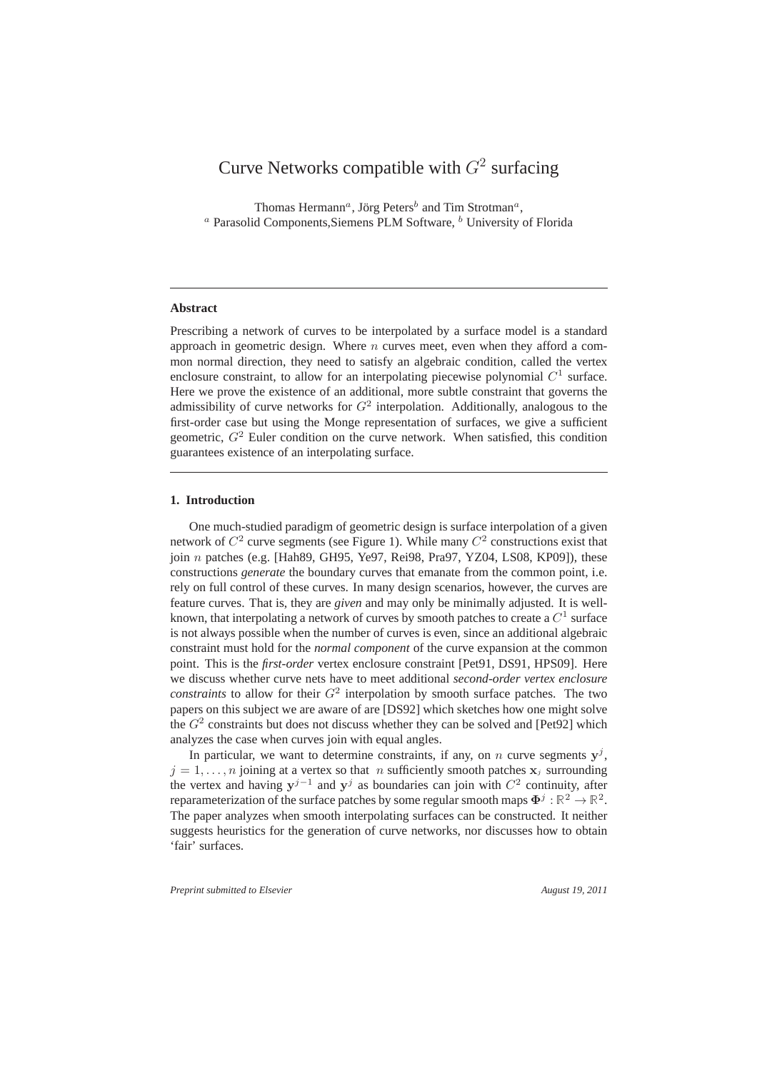# Curve Networks compatible with $G^2$ surfacing

Thomas Hermann[a], Jörg Peters[b] and Tim Strotman[a],
[a] Parasolid Components,Siemens PLM Software, [b] University of Florida

---

**Abstract**

Prescribing a network of curves to be interpolated by a surface model is a standard approach in geometric design. Where $n$ curves meet, even when they afford a common normal direction, they need to satisfy an algebraic condition, called the vertex enclosure constraint, to allow for an interpolating piecewise polynomial $C^1$ surface. Here we prove the existence of an additional, more subtle constraint that governs the admissibility of curve networks for $G^2$ interpolation. Additionally, analogous to the first-order case but using the Monge representation of surfaces, we give a sufficient geometric, $G^2$ Euler condition on the curve network. When satisfied, this condition guarantees existence of an interpolating surface.

---

## 1. Introduction

One much-studied paradigm of geometric design is surface interpolation of a given network of $C^2$ curve segments (see Figure 1). While many $C^2$ constructions exist that join $n$ patches (e.g. [Hah89, GH95, Ye97, Rei98, Pra97, YZ04, LS08, KP09]), these constructions *generate* the boundary curves that emanate from the common point, i.e. rely on full control of these curves. In many design scenarios, however, the curves are feature curves. That is, they are *given* and may only be minimally adjusted. It is well-known, that interpolating a network of curves by smooth patches to create a $C^1$ surface is not always possible when the number of curves is even, since an additional algebraic constraint must hold for the *normal component* of the curve expansion at the common point. This is the ***first-order*** vertex enclosure constraint [Pet91, DS91, HPS09]. Here we discuss whether curve nets have to meet additional *second-order vertex enclosure constraints* to allow for their $G^2$ interpolation by smooth surface patches. The two papers on this subject we are aware of are [DS92] which sketches how one might solve the $G^2$ constraints but does not discuss whether they can be solved and [Pet92] which analyzes the case when curves join with equal angles.

In particular, we want to determine constraints, if any, on $n$ curve segments $\mathbf{y}^j$, $j = 1, \ldots, n$ joining at a vertex so that $n$ sufficiently smooth patches $\mathbf{x}_j$ surrounding the vertex and having $\mathbf{y}^{j-1}$ and $\mathbf{y}^j$ as boundaries can join with $C^2$ continuity, after reparameterization of the surface patches by some regular smooth maps $\mathbf{\Phi}^j : \mathbb{R}^2 \to \mathbb{R}^2$. The paper analyzes when smooth interpolating surfaces can be constructed. It neither suggests heuristics for the generation of curve networks, nor discusses how to obtain 'fair' surfaces.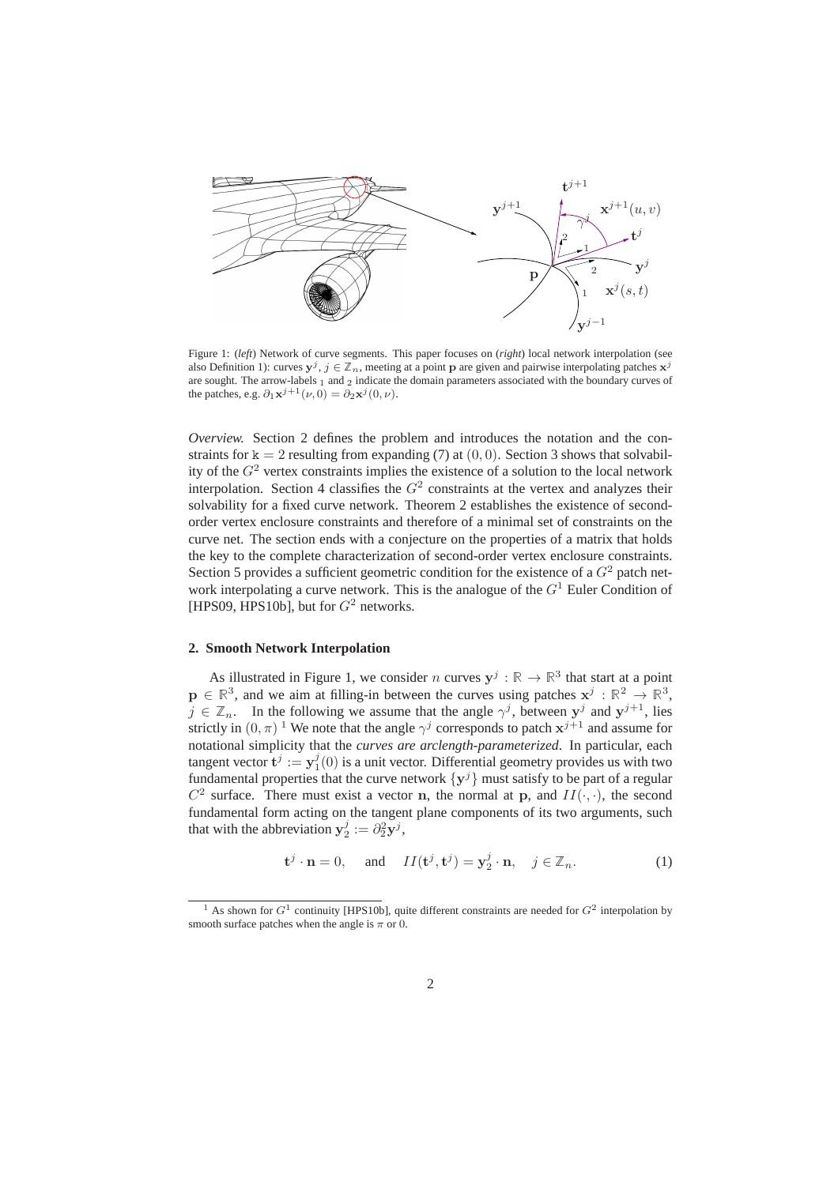Figure 1: (*left*) Network of curve segments. This paper focuses on (*right*) local network interpolation (see also Definition 1): curves $\mathbf{y}^j$, $j \in \mathbb{Z}_n$, meeting at a point $\mathbf{p}$ are given and pairwise interpolating patches $\mathbf{x}^j$ are sought. The arrow-labels $_1$ and $_2$ indicate the domain parameters associated with the boundary curves of the patches, e.g. $\partial_1 \mathbf{x}^{j+1}(\nu, 0) = \partial_2 \mathbf{x}^j(0, \nu)$.

*Overview.* Section 2 defines the problem and introduces the notation and the constraints for $\mathtt{k} = 2$ resulting from expanding (7) at $(0, 0)$. Section 3 shows that solvability of the $G^2$ vertex constraints implies the existence of a solution to the local network interpolation. Section 4 classifies the $G^2$ constraints at the vertex and analyzes their solvability for a fixed curve network. Theorem 2 establishes the existence of second-order vertex enclosure constraints and therefore of a minimal set of constraints on the curve net. The section ends with a conjecture on the properties of a matrix that holds the key to the complete characterization of second-order vertex enclosure constraints. Section 5 provides a sufficient geometric condition for the existence of a $G^2$ patch network interpolating a curve network. This is the analogue of the $G^1$ Euler Condition of [HPS09, HPS10b], but for $G^2$ networks.

## 2. Smooth Network Interpolation

As illustrated in Figure 1, we consider $n$ curves $\mathbf{y}^j : \mathbb{R} \to \mathbb{R}^3$ that start at a point $\mathbf{p} \in \mathbb{R}^3$, and we aim at filling-in between the curves using patches $\mathbf{x}^j : \mathbb{R}^2 \to \mathbb{R}^3$, $j \in \mathbb{Z}_n$. In the following we assume that the angle $\gamma^j$, between $\mathbf{y}^j$ and $\mathbf{y}^{j+1}$, lies strictly in $(0, \pi)$ [1] We note that the angle $\gamma^j$ corresponds to patch $\mathbf{x}^{j+1}$ and assume for notational simplicity that the *curves are arclength-parameterized*. In particular, each tangent vector $\mathbf{t}^j := \mathbf{y}_1^j(0)$ is a unit vector. Differential geometry provides us with two fundamental properties that the curve network $\{\mathbf{y}^j\}$ must satisfy to be part of a regular $C^2$ surface. There must exist a vector $\mathbf{n}$, the normal at $\mathbf{p}$, and $II(\cdot, \cdot)$, the second fundamental form acting on the tangent plane components of its two arguments, such that with the abbreviation $\mathbf{y}_2^j := \partial_2^2 \mathbf{y}^j$,

$$\mathbf{t}^j \cdot \mathbf{n} = 0, \quad \text{and} \quad II(\mathbf{t}^j, \mathbf{t}^j) = \mathbf{y}_2^j \cdot \mathbf{n}, \quad j \in \mathbb{Z}_n. \tag{1}$$

[1] As shown for $G^1$ continuity [HPS10b], quite different constraints are needed for $G^2$ interpolation by smooth surface patches when the angle is $\pi$ or $0$.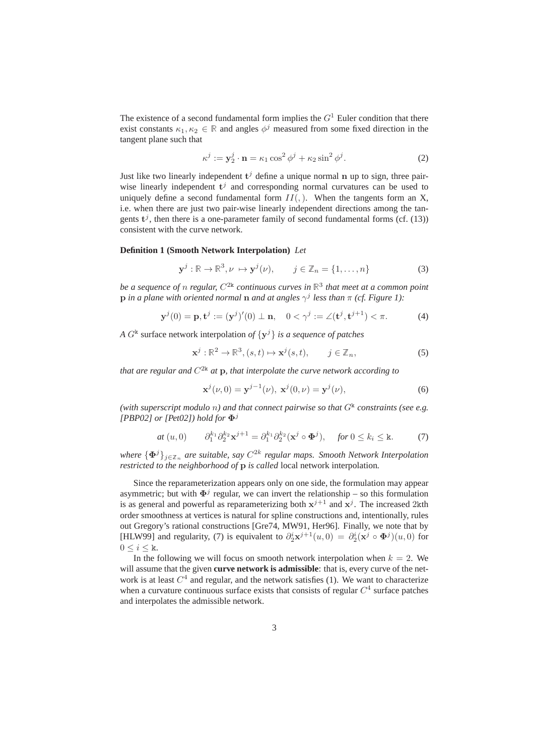The existence of a second fundamental form implies the $G^1$ Euler condition that there exist constants $\kappa_1, \kappa_2 \in \mathbb{R}$ and angles $\phi^j$ measured from some fixed direction in the tangent plane such that

$$\kappa^j := \mathbf{y}_2^j \cdot \mathbf{n} = \kappa_1 \cos^2 \phi^j + \kappa_2 \sin^2 \phi^j. \tag{2}$$

Just like two linearly independent $\mathbf{t}^j$ define a unique normal $\mathbf{n}$ up to sign, three pair-wise linearly independent $\mathbf{t}^j$ and corresponding normal curvatures can be used to uniquely define a second fundamental form $II(,)$. When the tangents form an X, i.e. when there are just two pair-wise linearly independent directions among the tangents $\mathbf{t}^j$, then there is a one-parameter family of second fundamental forms (cf. (13)) consistent with the curve network.

**Definition 1 (Smooth Network Interpolation)** *Let*

$$\mathbf{y}^j : \mathbb{R} \to \mathbb{R}^3, \nu \mapsto \mathbf{y}^j(\nu), \qquad j \in \mathbb{Z}_n = \{1, \ldots, n\} \tag{3}$$

*be a sequence of $n$ regular, $C^{2\mathtt{k}}$ continuous curves in $\mathbb{R}^3$ that meet at a common point $\mathbf{p}$ in a plane with oriented normal $\mathbf{n}$ and at angles $\gamma^j$ less than $\pi$ (cf. Figure 1):*

$$\mathbf{y}^j(0) = \mathbf{p}, \mathbf{t}^j := (\mathbf{y}^j)'(0) \perp \mathbf{n}, \quad 0 < \gamma^j := \angle(\mathbf{t}^j, \mathbf{t}^{j+1}) < \pi. \tag{4}$$

*A $G^{\mathtt{k}}$* surface network interpolation *of $\{\mathbf{y}^j\}$ is a sequence of patches*

$$\mathbf{x}^j : \mathbb{R}^2 \to \mathbb{R}^3, (s,t) \mapsto \mathbf{x}^j(s,t), \qquad j \in \mathbb{Z}_n, \tag{5}$$

*that are regular and $C^{2\mathtt{k}}$ at $\mathbf{p}$, that interpolate the curve network according to*

$$\mathbf{x}^j(\nu, 0) = \mathbf{y}^{j-1}(\nu),\ \mathbf{x}^j(0, \nu) = \mathbf{y}^j(\nu), \tag{6}$$

*(with superscript modulo $n$) and that connect pairwise so that $G^{\mathtt{k}}$ constraints (see e.g. [PBP02] or [Pet02]) hold for $\mathbf{\Phi}^j$*

$$\text{at } (u,0) \qquad \partial_1^{k_1} \partial_2^{k_2} \mathbf{x}^{j+1} = \partial_1^{k_1} \partial_2^{k_2} (\mathbf{x}^j \circ \mathbf{\Phi}^j), \quad \text{for } 0 \le k_i \le \mathtt{k}. \tag{7}$$

*where $\{\mathbf{\Phi}^j\}_{j \in \mathbb{Z}_n}$ are suitable, say $C^{2k}$ regular maps. Smooth Network Interpolation restricted to the neighborhood of $\mathbf{p}$ is called* local network interpolation*.*

Since the reparameterization appears only on one side, the formulation may appear asymmetric; but with $\mathbf{\Phi}^j$ regular, we can invert the relationship – so this formulation is as general and powerful as reparameterizing both $\mathbf{x}^{j+1}$ and $\mathbf{x}^j$. The increased $2\mathtt{k}$th order smoothness at vertices is natural for spline constructions and, intentionally, rules out Gregory's rational constructions [Gre74, MW91, Her96]. Finally, we note that by [HLW99] and regularity, (7) is equivalent to $\partial_2^i \mathbf{x}^{j+1}(u,0) = \partial_2^i (\mathbf{x}^j \circ \mathbf{\Phi}^j)(u,0)$ for $0 \le i \le \mathtt{k}$.

In the following we will focus on smooth network interpolation when $k = 2$. We will assume that the given **curve network is admissible**: that is, every curve of the network is at least $C^4$ and regular, and the network satisfies (1). We want to characterize when a curvature continuous surface exists that consists of regular $C^4$ surface patches and interpolates the admissible network.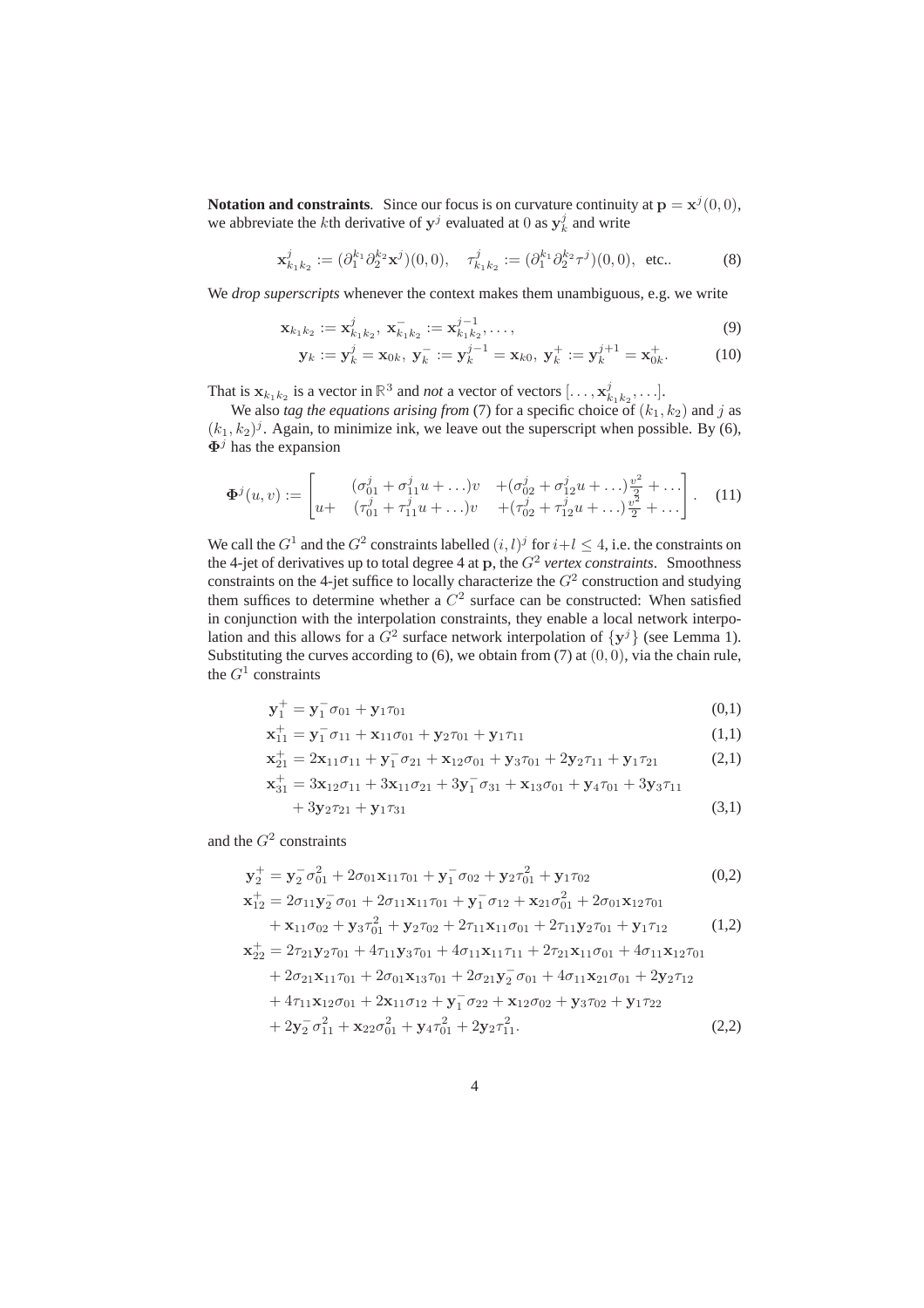**Notation and constraints**. Since our focus is on curvature continuity at $\mathbf{p} = \mathbf{x}^j(0,0)$, we abbreviate the $k$th derivative of $\mathbf{y}^j$ evaluated at 0 as $\mathbf{y}^j_k$ and write

$$\mathbf{x}^j_{k_1k_2} := (\partial_1^{k_1}\partial_2^{k_2}\mathbf{x}^j)(0,0), \quad \tau^j_{k_1k_2} := (\partial_1^{k_1}\partial_2^{k_2}\tau^j)(0,0), \text{ etc.}. \tag{8}$$

We *drop superscripts* whenever the context makes them unambiguous, e.g. we write

$$\mathbf{x}_{k_1k_2} := \mathbf{x}^j_{k_1k_2},\ \mathbf{x}^-_{k_1k_2} := \mathbf{x}^{j-1}_{k_1k_2}, \ldots, \tag{9}$$

$$\mathbf{y}_k := \mathbf{y}^j_k = \mathbf{x}_{0k},\ \mathbf{y}^-_k := \mathbf{y}^{j-1}_k = \mathbf{x}_{k0},\ \mathbf{y}^+_k := \mathbf{y}^{j+1}_k = \mathbf{x}^+_{0k}. \tag{10}$$

That is $\mathbf{x}_{k_1k_2}$ is a vector in $\mathbb{R}^3$ and *not* a vector of vectors $[\ldots, \mathbf{x}^j_{k_1k_2}, \ldots]$.

We also *tag the equations arising from* (7) for a specific choice of $(k_1, k_2)$ and $j$ as $(k_1, k_2)^j$. Again, to minimize ink, we leave out the superscript when possible. By (6), $\mathbf{\Phi}^j$ has the expansion

$$\mathbf{\Phi}^j(u,v) := \begin{bmatrix} & (\sigma^j_{01} + \sigma^j_{11}u + \ldots)v & +(\sigma^j_{02} + \sigma^j_{12}u + \ldots)\frac{v^2}{2} + \ldots \\ u+ & (\tau^j_{01} + \tau^j_{11}u + \ldots)v & +(\tau^j_{02} + \tau^j_{12}u + \ldots)\frac{v^2}{2} + \ldots \end{bmatrix}. \tag{11}$$

We call the $G^1$ and the $G^2$ constraints labelled $(i,l)^j$ for $i+l \leq 4$, i.e. the constraints on the 4-jet of derivatives up to total degree 4 at $\mathbf{p}$, the $G^2$ *vertex constraints*. Smoothness constraints on the 4-jet suffice to locally characterize the $G^2$ construction and studying them suffices to determine whether a $C^2$ surface can be constructed: When satisfied in conjunction with the interpolation constraints, they enable a local network interpolation and this allows for a $G^2$ surface network interpolation of $\{\mathbf{y}^j\}$ (see Lemma 1). Substituting the curves according to (6), we obtain from (7) at $(0,0)$, via the chain rule, the $G^1$ constraints

$$\mathbf{y}^+_1 = \mathbf{y}^-_1\sigma_{01} + \mathbf{y}_1\tau_{01} \tag{0,1}$$

$$\mathbf{x}^+_{11} = \mathbf{y}^-_1\sigma_{11} + \mathbf{x}_{11}\sigma_{01} + \mathbf{y}_2\tau_{01} + \mathbf{y}_1\tau_{11} \tag{1,1}$$

$$\mathbf{x}^+_{21} = 2\mathbf{x}_{11}\sigma_{11} + \mathbf{y}^-_1\sigma_{21} + \mathbf{x}_{12}\sigma_{01} + \mathbf{y}_3\tau_{01} + 2\mathbf{y}_2\tau_{11} + \mathbf{y}_1\tau_{21} \tag{2,1}$$

$$\begin{aligned}\mathbf{x}^+_{31} = {} & 3\mathbf{x}_{12}\sigma_{11} + 3\mathbf{x}_{11}\sigma_{21} + 3\mathbf{y}^-_1\sigma_{31} + \mathbf{x}_{13}\sigma_{01} + \mathbf{y}_4\tau_{01} + 3\mathbf{y}_3\tau_{11} \\ & + 3\mathbf{y}_2\tau_{21} + \mathbf{y}_1\tau_{31}\end{aligned} \tag{3,1}$$

and the $G^2$ constraints

$$\mathbf{y}^+_2 = \mathbf{y}^-_2\sigma^2_{01} + 2\sigma_{01}\mathbf{x}_{11}\tau_{01} + \mathbf{y}^-_1\sigma_{02} + \mathbf{y}_2\tau^2_{01} + \mathbf{y}_1\tau_{02} \tag{0,2}$$

$$\begin{aligned}\mathbf{x}^+_{12} = {} & 2\sigma_{11}\mathbf{y}^-_2\sigma_{01} + 2\sigma_{11}\mathbf{x}_{11}\tau_{01} + \mathbf{y}^-_1\sigma_{12} + \mathbf{x}_{21}\sigma^2_{01} + 2\sigma_{01}\mathbf{x}_{12}\tau_{01} \\ & + \mathbf{x}_{11}\sigma_{02} + \mathbf{y}_3\tau^2_{01} + \mathbf{y}_2\tau_{02} + 2\tau_{11}\mathbf{x}_{11}\sigma_{01} + 2\tau_{11}\mathbf{y}_2\tau_{01} + \mathbf{y}_1\tau_{12}\end{aligned} \tag{1,2}$$

$$\begin{aligned}\mathbf{x}^+_{22} = {} & 2\tau_{21}\mathbf{y}_2\tau_{01} + 4\tau_{11}\mathbf{y}_3\tau_{01} + 4\sigma_{11}\mathbf{x}_{11}\tau_{11} + 2\tau_{21}\mathbf{x}_{11}\sigma_{01} + 4\sigma_{11}\mathbf{x}_{12}\tau_{01} \\ & + 2\sigma_{21}\mathbf{x}_{11}\tau_{01} + 2\sigma_{01}\mathbf{x}_{13}\tau_{01} + 2\sigma_{21}\mathbf{y}^-_2\sigma_{01} + 4\sigma_{11}\mathbf{x}_{21}\sigma_{01} + 2\mathbf{y}_2\tau_{12} \\ & + 4\tau_{11}\mathbf{x}_{12}\sigma_{01} + 2\mathbf{x}_{11}\sigma_{12} + \mathbf{y}^-_1\sigma_{22} + \mathbf{x}_{12}\sigma_{02} + \mathbf{y}_3\tau_{02} + \mathbf{y}_1\tau_{22} \\ & + 2\mathbf{y}^-_2\sigma^2_{11} + \mathbf{x}_{22}\sigma^2_{01} + \mathbf{y}_4\tau^2_{01} + 2\mathbf{y}_2\tau^2_{11}.\end{aligned} \tag{2,2}$$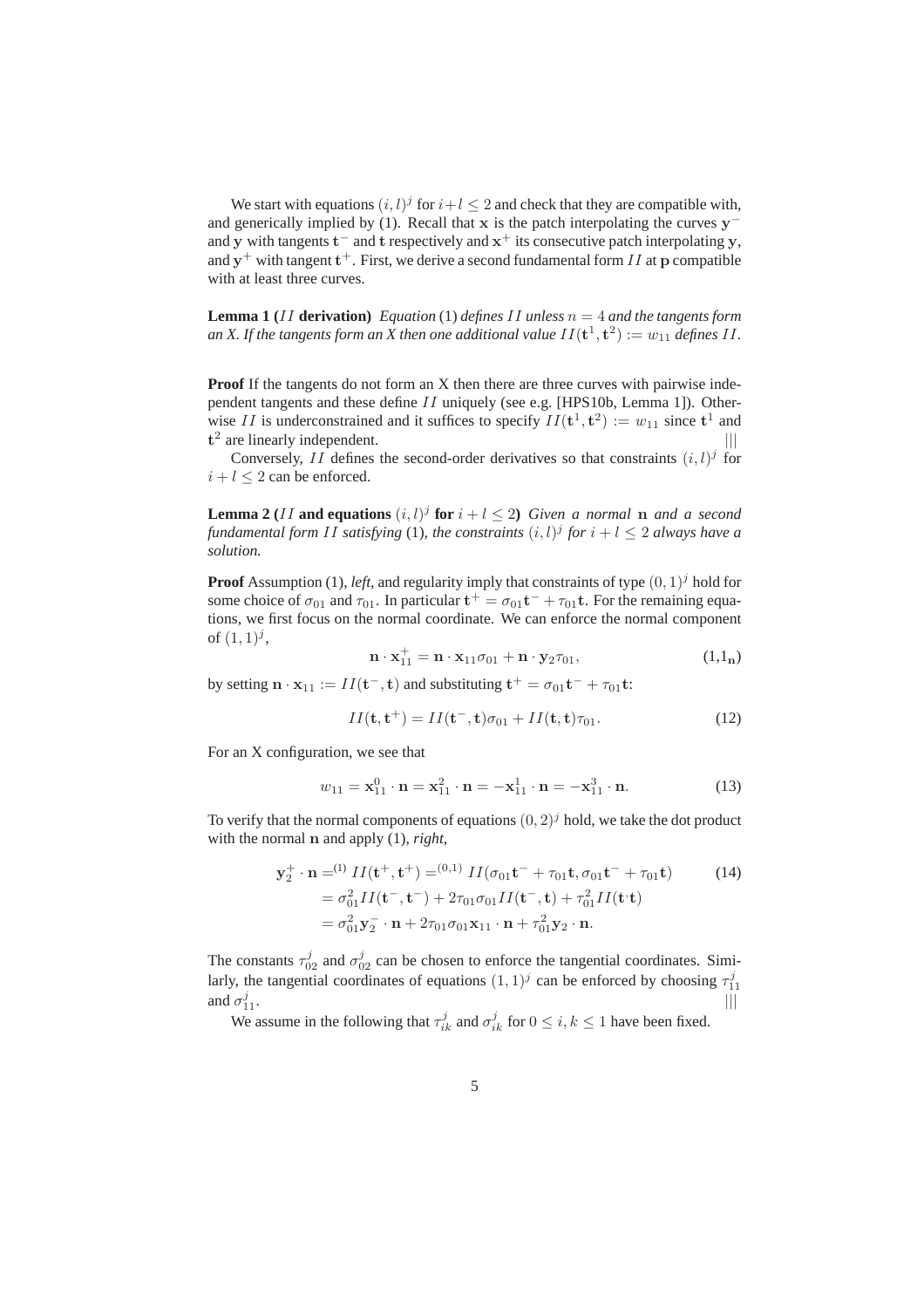We start with equations $(i,l)^j$ for $i+l \leq 2$ and check that they are compatible with, and generically implied by (1). Recall that $\mathbf{x}$ is the patch interpolating the curves $\mathbf{y}^-$ and $\mathbf{y}$ with tangents $\mathbf{t}^-$ and $\mathbf{t}$ respectively and $\mathbf{x}^+$ its consecutive patch interpolating $\mathbf{y}$, and $\mathbf{y}^+$ with tangent $\mathbf{t}^+$. First, we derive a second fundamental form $II$ at $\mathbf{p}$ compatible with at least three curves.

**Lemma 1 (**$II$ **derivation)** *Equation* (1) *defines* $II$ *unless* $n = 4$ *and the tangents form an X. If the tangents form an X then one additional value* $II(\mathbf{t}^1, \mathbf{t}^2) := w_{11}$ *defines* $II$*.*

**Proof** If the tangents do not form an X then there are three curves with pairwise independent tangents and these define $II$ uniquely (see e.g. [HPS10b, Lemma 1]). Otherwise $II$ is underconstrained and it suffices to specify $II(\mathbf{t}^1, \mathbf{t}^2) := w_{11}$ since $\mathbf{t}^1$ and $\mathbf{t}^2$ are linearly independent. |||

Conversely, $II$ defines the second-order derivatives so that constraints $(i,l)^j$ for $i + l \leq 2$ can be enforced.

**Lemma 2 (**$II$ **and equations** $(i,l)^j$ **for** $i + l \leq 2$**)** *Given a normal* $\mathbf{n}$ *and a second fundamental form* $II$ *satisfying* (1)*, the constraints* $(i,l)^j$ *for* $i + l \leq 2$ *always have a solution.*

**Proof** Assumption (1), *left*, and regularity imply that constraints of type $(0,1)^j$ hold for some choice of $\sigma_{01}$ and $\tau_{01}$. In particular $\mathbf{t}^+ = \sigma_{01}\mathbf{t}^- + \tau_{01}\mathbf{t}$. For the remaining equations, we first focus on the normal coordinate. We can enforce the normal component of $(1,1)^j$,

$$\mathbf{n} \cdot \mathbf{x}_{11}^+ = \mathbf{n} \cdot \mathbf{x}_{11}\sigma_{01} + \mathbf{n} \cdot \mathbf{y}_2\tau_{01}, \tag{1,1$_\mathbf{n}$}$$

by setting $\mathbf{n} \cdot \mathbf{x}_{11} := II(\mathbf{t}^-, \mathbf{t})$ and substituting $\mathbf{t}^+ = \sigma_{01}\mathbf{t}^- + \tau_{01}\mathbf{t}$:

$$II(\mathbf{t}, \mathbf{t}^+) = II(\mathbf{t}^-, \mathbf{t})\sigma_{01} + II(\mathbf{t}, \mathbf{t})\tau_{01}. \tag{12}$$

For an X configuration, we see that

$$w_{11} = \mathbf{x}_{11}^0 \cdot \mathbf{n} = \mathbf{x}_{11}^2 \cdot \mathbf{n} = -\mathbf{x}_{11}^1 \cdot \mathbf{n} = -\mathbf{x}_{11}^3 \cdot \mathbf{n}. \tag{13}$$

To verify that the normal components of equations $(0,2)^j$ hold, we take the dot product with the normal $\mathbf{n}$ and apply (1), *right*,

$$\begin{aligned}
\mathbf{y}_2^+ \cdot \mathbf{n} &=^{(1)} II(\mathbf{t}^+, \mathbf{t}^+) =^{(0,1)} II(\sigma_{01}\mathbf{t}^- + \tau_{01}\mathbf{t}, \sigma_{01}\mathbf{t}^- + \tau_{01}\mathbf{t}) \\
&= \sigma_{01}^2 II(\mathbf{t}^-, \mathbf{t}^-) + 2\tau_{01}\sigma_{01} II(\mathbf{t}^-, \mathbf{t}) + \tau_{01}^2 II(\mathbf{t} \cdot \mathbf{t}) \\
&= \sigma_{01}^2 \mathbf{y}_2^- \cdot \mathbf{n} + 2\tau_{01}\sigma_{01}\mathbf{x}_{11} \cdot \mathbf{n} + \tau_{01}^2 \mathbf{y}_2 \cdot \mathbf{n}.
\end{aligned} \tag{14}$$

The constants $\tau_{02}^j$ and $\sigma_{02}^j$ can be chosen to enforce the tangential coordinates. Similarly, the tangential coordinates of equations $(1,1)^j$ can be enforced by choosing $\tau_{11}^j$ and $\sigma_{11}^j$. |||

We assume in the following that $\tau_{ik}^j$ and $\sigma_{ik}^j$ for $0 \leq i,k \leq 1$ have been fixed.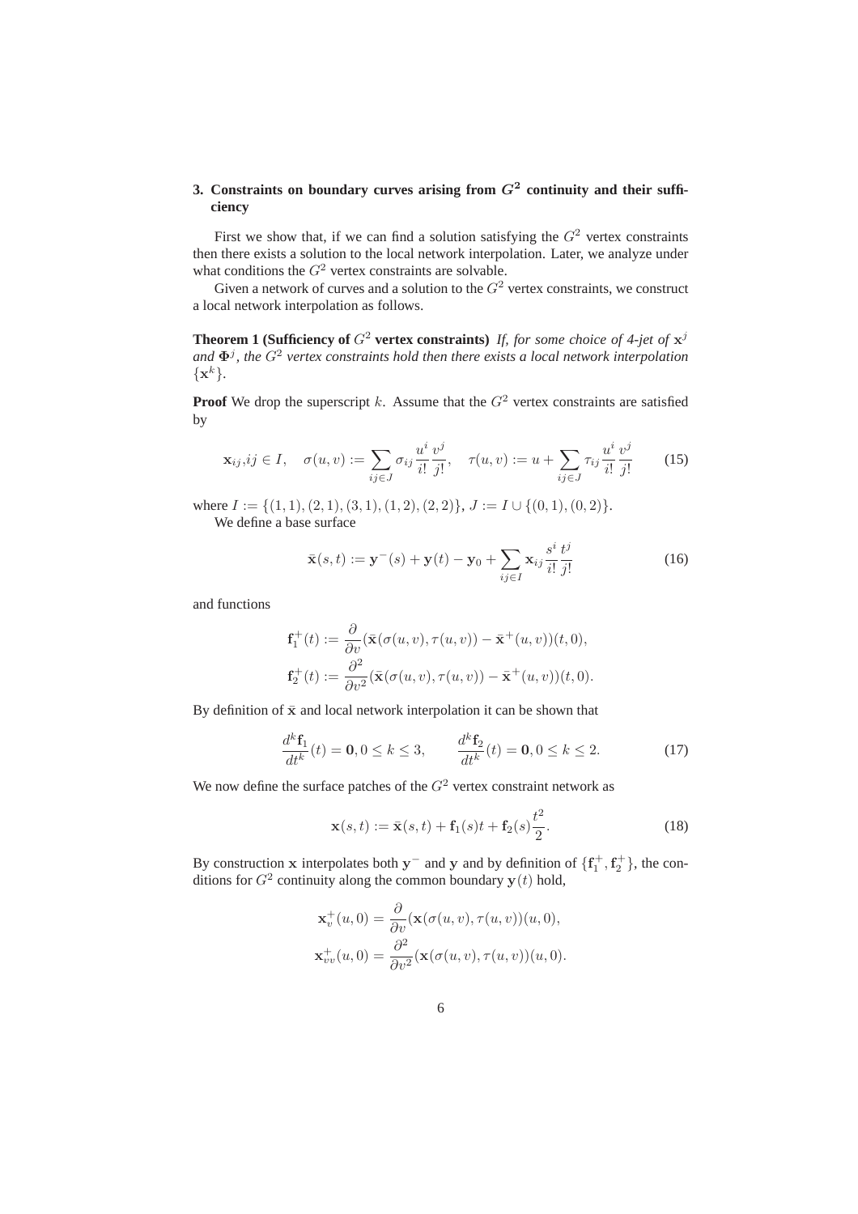## 3. Constraints on boundary curves arising from $G^2$ continuity and their sufficiency

First we show that, if we can find a solution satisfying the $G^2$ vertex constraints then there exists a solution to the local network interpolation. Later, we analyze under what conditions the $G^2$ vertex constraints are solvable.

Given a network of curves and a solution to the $G^2$ vertex constraints, we construct a local network interpolation as follows.

**Theorem 1 (Sufficiency of $G^2$ vertex constraints)** *If, for some choice of 4-jet of $\mathbf{x}^j$ and $\mathbf{\Phi}^j$, the $G^2$ vertex constraints hold then there exists a local network interpolation $\{\mathbf{x}^k\}$.*

**Proof** We drop the superscript $k$. Assume that the $G^2$ vertex constraints are satisfied by

$$\mathbf{x}_{ij}, ij \in I, \quad \sigma(u,v) := \sum_{ij \in J} \sigma_{ij} \frac{u^i}{i!} \frac{v^j}{j!}, \quad \tau(u,v) := u + \sum_{ij \in J} \tau_{ij} \frac{u^i}{i!} \frac{v^j}{j!} \tag{15}$$

where $I := \{(1,1),(2,1),(3,1),(1,2),(2,2)\}$, $J := I \cup \{(0,1),(0,2)\}$.

We define a base surface

$$\bar{\mathbf{x}}(s,t) := \mathbf{y}^-(s) + \mathbf{y}(t) - \mathbf{y}_0 + \sum_{ij \in I} \mathbf{x}_{ij} \frac{s^i}{i!} \frac{t^j}{j!} \tag{16}$$

and functions

$$\mathbf{f}_1^+(t) := \frac{\partial}{\partial v}(\bar{\mathbf{x}}(\sigma(u,v),\tau(u,v)) - \bar{\mathbf{x}}^+(u,v))(t,0),$$
$$\mathbf{f}_2^+(t) := \frac{\partial^2}{\partial v^2}(\bar{\mathbf{x}}(\sigma(u,v),\tau(u,v)) - \bar{\mathbf{x}}^+(u,v))(t,0).$$

By definition of $\bar{\mathbf{x}}$ and local network interpolation it can be shown that

$$\frac{d^k \mathbf{f}_1}{dt^k}(t) = \mathbf{0}, 0 \le k \le 3, \qquad \frac{d^k \mathbf{f}_2}{dt^k}(t) = \mathbf{0}, 0 \le k \le 2. \tag{17}$$

We now define the surface patches of the $G^2$ vertex constraint network as

$$\mathbf{x}(s,t) := \bar{\mathbf{x}}(s,t) + \mathbf{f}_1(s)t + \mathbf{f}_2(s)\frac{t^2}{2}. \tag{18}$$

By construction $\mathbf{x}$ interpolates both $\mathbf{y}^-$ and $\mathbf{y}$ and by definition of $\{\mathbf{f}_1^+, \mathbf{f}_2^+\}$, the conditions for $G^2$ continuity along the common boundary $\mathbf{y}(t)$ hold,

$$\mathbf{x}_v^+(u,0) = \frac{\partial}{\partial v}(\mathbf{x}(\sigma(u,v),\tau(u,v))(u,0),$$
$$\mathbf{x}_{vv}^+(u,0) = \frac{\partial^2}{\partial v^2}(\mathbf{x}(\sigma(u,v),\tau(u,v))(u,0).$$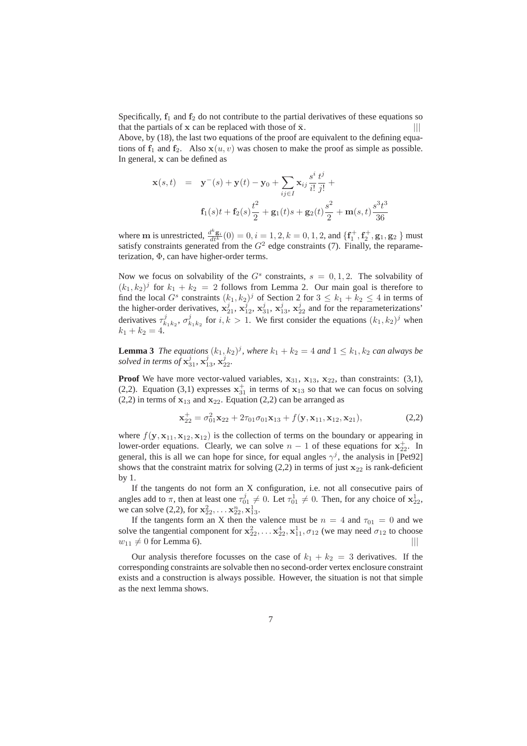Specifically, $\mathbf{f}_1$ and $\mathbf{f}_2$ do not contribute to the partial derivatives of these equations so that the partials of $\mathbf{x}$ can be replaced with those of $\bar{\mathbf{x}}$. |||

Above, by (18), the last two equations of the proof are equivalent to the defining equations of $\mathbf{f}_1$ and $\mathbf{f}_2$. Also $\mathbf{x}(u,v)$ was chosen to make the proof as simple as possible. In general, $\mathbf{x}$ can be defined as

$$
\begin{aligned}
\mathbf{x}(s,t) \;\; &= \;\; \mathbf{y}^-(s) + \mathbf{y}(t) - \mathbf{y}_0 + \sum_{ij\in I} \mathbf{x}_{ij} \frac{s^i}{i!}\frac{t^j}{j!} + \\
&\quad\;\; \mathbf{f}_1(s)t + \mathbf{f}_2(s)\frac{t^2}{2} + \mathbf{g}_1(t)s + \mathbf{g}_2(t)\frac{s^2}{2} + \mathbf{m}(s,t)\frac{s^3 t^3}{36}
\end{aligned}
$$

where $\mathbf{m}$ is unrestricted, $\frac{d^k \mathbf{g}_i}{dt^k}(0) = 0, i = 1,2, k = 0,1,2$, and $\{\mathbf{f}_1^+, \mathbf{f}_2^+, \mathbf{g}_1, \mathbf{g}_2\}$ must satisfy constraints generated from the $G^2$ edge constraints (7). Finally, the reparameterization, $\Phi$, can have higher-order terms.

Now we focus on solvability of the $G^s$ constraints, $s = 0,1,2$. The solvability of $(k_1,k_2)^j$ for $k_1 + k_2 = 2$ follows from Lemma 2. Our main goal is therefore to find the local $G^s$ constraints $(k_1,k_2)^j$ of Section 2 for $3 \le k_1 + k_2 \le 4$ in terms of the higher-order derivatives, $\mathbf{x}_{21}^j$, $\mathbf{x}_{12}^j$, $\mathbf{x}_{31}^j$, $\mathbf{x}_{13}^j$, $\mathbf{x}_{22}^j$ and for the reparameterizations' derivatives $\tau_{k_1k_2}^j$, $\sigma_{k_1k_2}^j$ for $i,k > 1$. We first consider the equations $(k_1,k_2)^j$ when $k_1 + k_2 = 4$.

**Lemma 3** *The equations $(k_1,k_2)^j$, where $k_1 + k_2 = 4$ and $1 \le k_1, k_2$ can always be solved in terms of $\mathbf{x}_{31}^j$, $\mathbf{x}_{13}^j$, $\mathbf{x}_{22}^j$.*

**Proof** We have more vector-valued variables, $\mathbf{x}_{31}$, $\mathbf{x}_{13}$, $\mathbf{x}_{22}$, than constraints: (3,1), (2,2). Equation (3,1) expresses $\mathbf{x}_{31}^+$ in terms of $\mathbf{x}_{13}$ so that we can focus on solving (2,2) in terms of $\mathbf{x}_{13}$ and $\mathbf{x}_{22}$. Equation (2,2) can be arranged as

$$
\mathbf{x}_{22}^+ = \sigma_{01}^2 \mathbf{x}_{22} + 2\tau_{01}\sigma_{01}\mathbf{x}_{13} + f(\mathbf{y}, \mathbf{x}_{11}, \mathbf{x}_{12}, \mathbf{x}_{21}), \tag{2,2}
$$

where $f(\mathbf{y}, \mathbf{x}_{11}, \mathbf{x}_{12}, \mathbf{x}_{12})$ is the collection of terms on the boundary or appearing in lower-order equations. Clearly, we can solve $n-1$ of these equations for $\mathbf{x}_{22}^+$. In general, this is all we can hope for since, for equal angles $\gamma^j$, the analysis in [Pet92] shows that the constraint matrix for solving (2,2) in terms of just $\mathbf{x}_{22}$ is rank-deficient by 1.

If the tangents do not form an X configuration, i.e. not all consecutive pairs of angles add to $\pi$, then at least one $\tau_{01}^j \ne 0$. Let $\tau_{01}^1 \ne 0$. Then, for any choice of $\mathbf{x}_{22}^1$, we can solve (2,2), for $\mathbf{x}_{22}^2, \ldots \mathbf{x}_{22}^n, \mathbf{x}_{13}^1$.

If the tangents form an X then the valence must be $n = 4$ and $\tau_{01} = 0$ and we solve the tangential component for $\mathbf{x}_{22}^2, \ldots \mathbf{x}_{22}^4, \mathbf{x}_{11}^1, \sigma_{12}$ (we may need $\sigma_{12}$ to choose $w_{11} \ne 0$ for Lemma 6). |||

Our analysis therefore focusses on the case of $k_1 + k_2 = 3$ derivatives. If the corresponding constraints are solvable then no second-order vertex enclosure constraint exists and a construction is always possible. However, the situation is not that simple as the next lemma shows.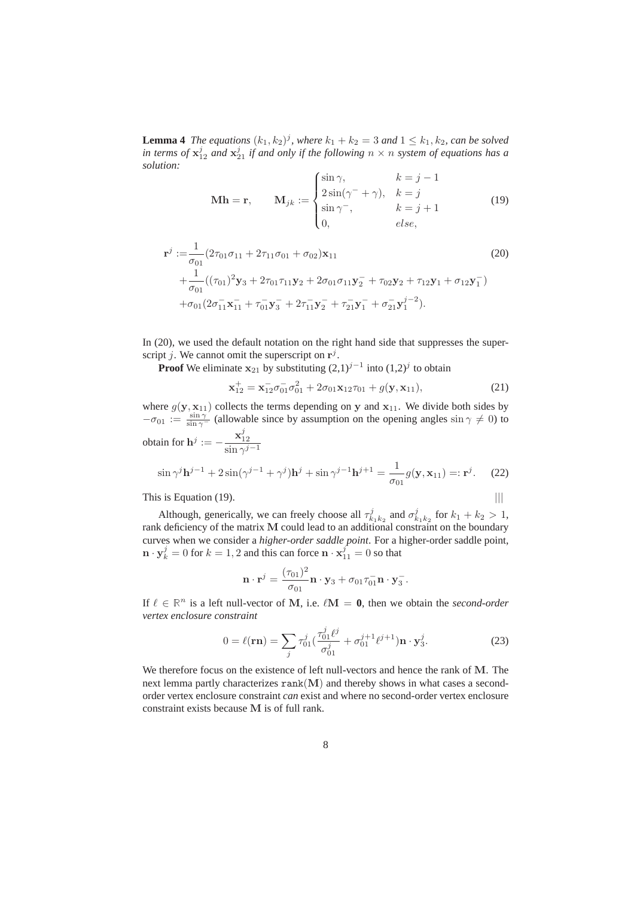**Lemma 4** *The equations $(k_1,k_2)^j$, where $k_1+k_2=3$ and $1\le k_1,k_2$, can be solved in terms of $\mathbf{x}_{12}^j$ and $\mathbf{x}_{21}^j$ if and only if the following $n\times n$ system of equations has a solution:*

$$\mathbf{M}\mathbf{h}=\mathbf{r},\qquad \mathbf{M}_{jk}:=\begin{cases}\sin\gamma, & k=j-1\\ 2\sin(\gamma^-+\gamma), & k=j\\ \sin\gamma^-, & k=j+1\\ 0, & else,\end{cases} \tag{19}$$

$$\begin{aligned}\mathbf{r}^j :=&\frac{1}{\sigma_{01}}(2\tau_{01}\sigma_{11}+2\tau_{11}\sigma_{01}+\sigma_{02})\mathbf{x}_{11} \\ &+\frac{1}{\sigma_{01}}((\tau_{01})^2\mathbf{y}_3+2\tau_{01}\tau_{11}\mathbf{y}_2+2\sigma_{01}\sigma_{11}\mathbf{y}_2^-+\tau_{02}\mathbf{y}_2+\tau_{12}\mathbf{y}_1+\sigma_{12}\mathbf{y}_1^-)\\ &+\sigma_{01}(2\sigma_{11}^-\mathbf{x}_{11}^-+\tau_{01}^-\mathbf{y}_3^-+2\tau_{11}^-\mathbf{y}_2^-+\tau_{21}^-\mathbf{y}_1^-+\sigma_{21}^-\mathbf{y}_1^{j-2}).\end{aligned} \tag{20}$$

In (20), we used the default notation on the right hand side that suppresses the superscript $j$. We cannot omit the superscript on $\mathbf{r}^j$.

**Proof** We eliminate $\mathbf{x}_{21}$ by substituting $(2,1)^{j-1}$ into $(1,2)^j$ to obtain

$$\mathbf{x}_{12}^+=\mathbf{x}_{12}^-\sigma_{01}^-\sigma_{01}^2+2\sigma_{01}\mathbf{x}_{12}\tau_{01}+g(\mathbf{y},\mathbf{x}_{11}), \tag{21}$$

where $g(\mathbf{y},\mathbf{x}_{11})$ collects the terms depending on $\mathbf{y}$ and $\mathbf{x}_{11}$. We divide both sides by $-\sigma_{01}:=\frac{\sin\gamma}{\sin\gamma^-}$ (allowable since by assumption on the opening angles $\sin\gamma\neq 0$) to obtain for $\mathbf{h}^j:=-\dfrac{\mathbf{x}_{12}^j}{\sin\gamma^{j-1}}$

$$\sin\gamma^j\mathbf{h}^{j-1}+2\sin(\gamma^{j-1}+\gamma^j)\mathbf{h}^j+\sin\gamma^{j-1}\mathbf{h}^{j+1}=\frac{1}{\sigma_{01}}g(\mathbf{y},\mathbf{x}_{11})=:\mathbf{r}^j. \tag{22}$$

This is Equation (19). |||

Although, generically, we can freely choose all $\tau_{k_1k_2}^j$ and $\sigma_{k_1k_2}^j$ for $k_1+k_2>1$, rank deficiency of the matrix $\mathbf{M}$ could lead to an additional constraint on the boundary curves when we consider a *higher-order saddle point*. For a higher-order saddle point, $\mathbf{n}\cdot\mathbf{y}_k^j=0$ for $k=1,2$ and this can force $\mathbf{n}\cdot\mathbf{x}_{11}^j=0$ so that

$$\mathbf{n}\cdot\mathbf{r}^j=\frac{(\tau_{01})^2}{\sigma_{01}}\mathbf{n}\cdot\mathbf{y}_3+\sigma_{01}\tau_{01}^-\mathbf{n}\cdot\mathbf{y}_3^-.$$

If $\ell\in\mathbb{R}^n$ is a left null-vector of $\mathbf{M}$, i.e. $\ell\mathbf{M}=\mathbf{0}$, then we obtain the *second-order vertex enclosure constraint*

$$0=\ell(\mathbf{r}\mathbf{n})=\sum_j\tau_{01}^j\Big(\frac{\tau_{01}^j\ell^j}{\sigma_{01}^j}+\sigma_{01}^{j+1}\ell^{j+1}\Big)\mathbf{n}\cdot\mathbf{y}_3^j. \tag{23}$$

We therefore focus on the existence of left null-vectors and hence the rank of $\mathbf{M}$. The next lemma partly characterizes $\mathtt{rank}(\mathbf{M})$ and thereby shows in what cases a second-order vertex enclosure constraint *can* exist and where no second-order vertex enclosure constraint exists because $\mathbf{M}$ is of full rank.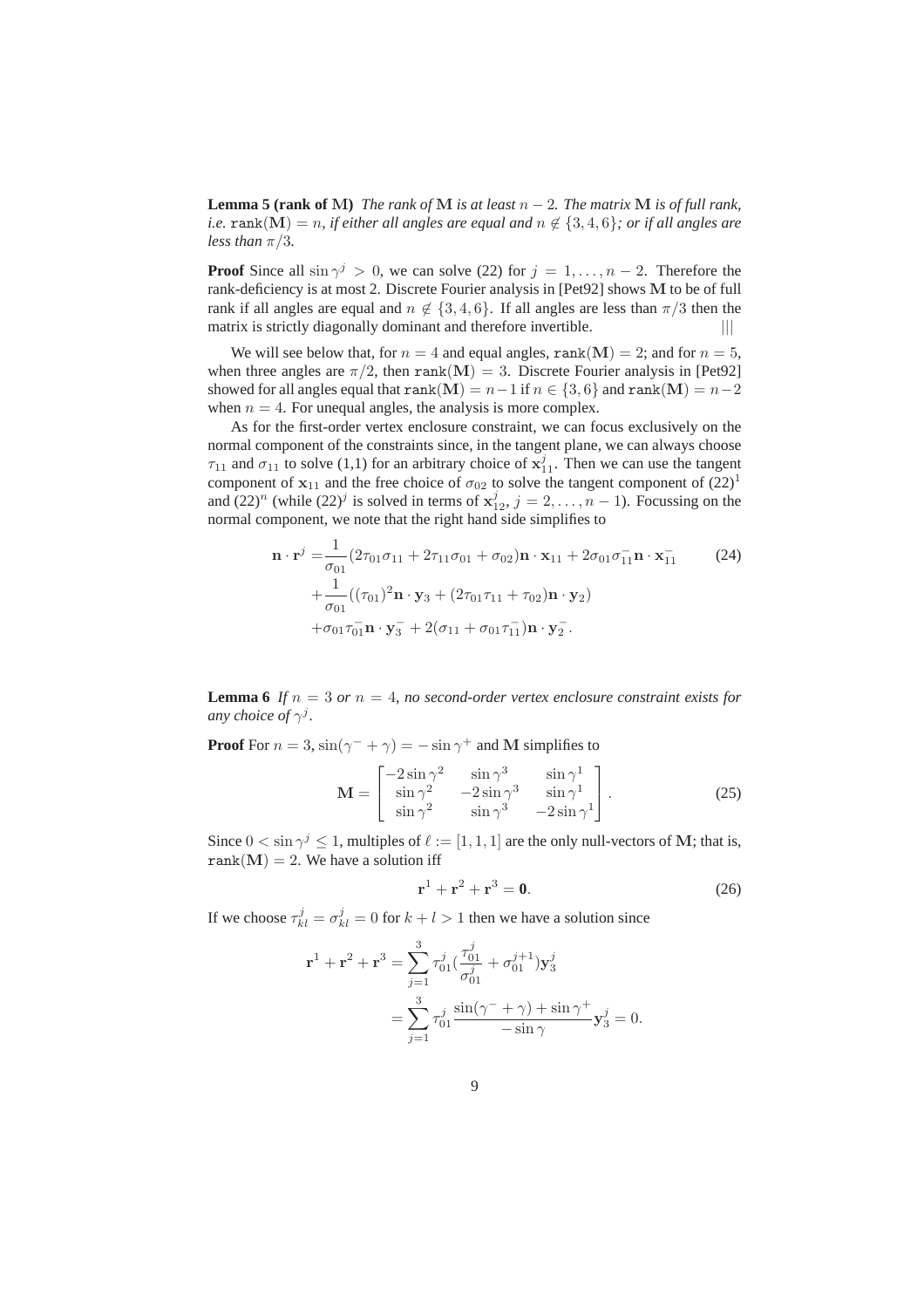**Lemma 5 (rank of $\mathbf{M}$)** *The rank of $\mathbf{M}$ is at least $n-2$. The matrix $\mathbf{M}$ is of full rank, i.e.* $\mathtt{rank}(\mathbf{M}) = n$*, if either all angles are equal and $n \notin \{3,4,6\}$; or if all angles are less than $\pi/3$.*

**Proof** Since all $\sin\gamma^j > 0$, we can solve (22) for $j = 1,\ldots,n-2$. Therefore the rank-deficiency is at most 2. Discrete Fourier analysis in [Pet92] shows $\mathbf{M}$ to be of full rank if all angles are equal and $n \notin \{3,4,6\}$. If all angles are less than $\pi/3$ then the matrix is strictly diagonally dominant and therefore invertible. |||

We will see below that, for $n = 4$ and equal angles, $\mathtt{rank}(\mathbf{M}) = 2$; and for $n = 5$, when three angles are $\pi/2$, then $\mathtt{rank}(\mathbf{M}) = 3$. Discrete Fourier analysis in [Pet92] showed for all angles equal that $\mathtt{rank}(\mathbf{M}) = n-1$ if $n \in \{3,6\}$ and $\mathtt{rank}(\mathbf{M}) = n-2$ when $n = 4$. For unequal angles, the analysis is more complex.

As for the first-order vertex enclosure constraint, we can focus exclusively on the normal component of the constraints since, in the tangent plane, we can always choose $\tau_{11}$ and $\sigma_{11}$ to solve (1,1) for an arbitrary choice of $\mathbf{x}_{11}^j$. Then we can use the tangent component of $\mathbf{x}_{11}$ and the free choice of $\sigma_{02}$ to solve the tangent component of $(22)^1$ and $(22)^n$ (while $(22)^j$ is solved in terms of $\mathbf{x}_{12}^j$, $j = 2,\ldots,n-1$). Focussing on the normal component, we note that the right hand side simplifies to

$$
\begin{aligned}
\mathbf{n}\cdot\mathbf{r}^j =& \frac{1}{\sigma_{01}}(2\tau_{01}\sigma_{11} + 2\tau_{11}\sigma_{01} + \sigma_{02})\mathbf{n}\cdot\mathbf{x}_{11} + 2\sigma_{01}\sigma_{11}^{-}\mathbf{n}\cdot\mathbf{x}_{11}^{-} \\
&+ \frac{1}{\sigma_{01}}((\tau_{01})^2\mathbf{n}\cdot\mathbf{y}_3 + (2\tau_{01}\tau_{11} + \tau_{02})\mathbf{n}\cdot\mathbf{y}_2) \\
&+ \sigma_{01}\tau_{01}^{-}\mathbf{n}\cdot\mathbf{y}_3^{-} + 2(\sigma_{11} + \sigma_{01}\tau_{11}^{-})\mathbf{n}\cdot\mathbf{y}_2^{-}.
\end{aligned}
\tag{24}
$$

**Lemma 6** *If $n = 3$ or $n = 4$, no second-order vertex enclosure constraint exists for any choice of $\gamma^j$.*

**Proof** For $n = 3$, $\sin(\gamma^- + \gamma) = -\sin\gamma^+$ and $\mathbf{M}$ simplifies to

$$
\mathbf{M} = \begin{bmatrix} -2\sin\gamma^2 & \sin\gamma^3 & \sin\gamma^1 \\ \sin\gamma^2 & -2\sin\gamma^3 & \sin\gamma^1 \\ \sin\gamma^2 & \sin\gamma^3 & -2\sin\gamma^1 \end{bmatrix}.
\tag{25}
$$

Since $0 < \sin\gamma^j \leq 1$, multiples of $\ell := [1,1,1]$ are the only null-vectors of $\mathbf{M}$; that is, $\mathtt{rank}(\mathbf{M}) = 2$. We have a solution iff

$$
\mathbf{r}^1 + \mathbf{r}^2 + \mathbf{r}^3 = \mathbf{0}.
\tag{26}
$$

If we choose $\tau_{kl}^j = \sigma_{kl}^j = 0$ for $k + l > 1$ then we have a solution since

$$
\begin{aligned}
\mathbf{r}^1 + \mathbf{r}^2 + \mathbf{r}^3 &= \sum_{j=1}^{3} \tau_{01}^j \left(\frac{\tau_{01}^j}{\sigma_{01}^j} + \sigma_{01}^{j+1}\right)\mathbf{y}_3^j \\
&= \sum_{j=1}^{3} \tau_{01}^j \frac{\sin(\gamma^- + \gamma) + \sin\gamma^+}{-\sin\gamma}\mathbf{y}_3^j = 0.
\end{aligned}
$$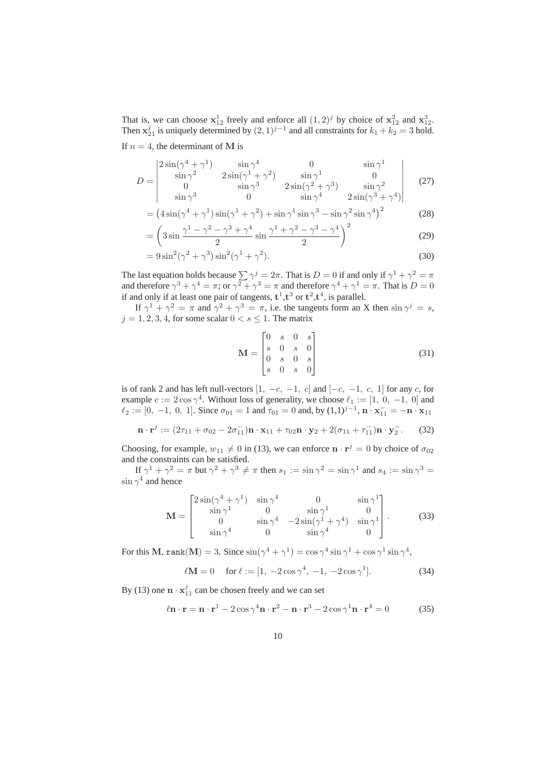That is, we can choose $\mathbf{x}_{12}^1$ freely and enforce all $(1,2)^j$ by choice of $\mathbf{x}_{12}^2$ and $\mathbf{x}_{12}^3$. Then $\mathbf{x}_{21}^j$ is uniquely determined by $(2,1)^{j-1}$ and all constraints for $k_1+k_2=3$ hold.

If $n=4$, the determinant of $\mathbf{M}$ is

$$D = \begin{vmatrix} 2\sin(\gamma^4+\gamma^1) & \sin\gamma^4 & 0 & \sin\gamma^1 \\ \sin\gamma^2 & 2\sin(\gamma^1+\gamma^2) & \sin\gamma^1 & 0 \\ 0 & \sin\gamma^3 & 2\sin(\gamma^2+\gamma^3) & \sin\gamma^2 \\ \sin\gamma^3 & 0 & \sin\gamma^4 & 2\sin(\gamma^3+\gamma^4) \end{vmatrix} \tag{27}$$

$$= \left(4\sin(\gamma^4+\gamma^1)\sin(\gamma^1+\gamma^2) + \sin\gamma^1\sin\gamma^3 - \sin\gamma^2\sin\gamma^4\right)^2 \tag{28}$$

$$= \left(3\sin\frac{\gamma^1-\gamma^2-\gamma^3+\gamma^4}{2}\sin\frac{\gamma^1+\gamma^2-\gamma^3-\gamma^4}{2}\right)^2 \tag{29}$$

$$= 9\sin^2(\gamma^2+\gamma^3)\sin^2(\gamma^1+\gamma^2). \tag{30}$$

The last equation holds because $\sum\gamma^j = 2\pi$. That is $D=0$ if and only if $\gamma^1+\gamma^2=\pi$ and therefore $\gamma^3+\gamma^4=\pi$; or $\gamma^2+\gamma^3=\pi$ and therefore $\gamma^4+\gamma^1=\pi$. That is $D=0$ if and only if at least one pair of tangents, $\mathbf{t}^1$,$\mathbf{t}^3$ or $\mathbf{t}^2$,$\mathbf{t}^4$, is parallel.

If $\gamma^1+\gamma^2=\pi$ and $\gamma^2+\gamma^3=\pi$, i.e. the tangents form an X then $\sin\gamma^j = s$, $j=1,2,3,4$, for some scalar $0<s\le 1$. The matrix

$$\mathbf{M} = \begin{bmatrix} 0 & s & 0 & s \\ s & 0 & s & 0 \\ 0 & s & 0 & s \\ s & 0 & s & 0 \end{bmatrix} \tag{31}$$

is of rank 2 and has left null-vectors $[1,\ -c,\ -1,\ c]$ and $[-c,\ -1,\ c,\ 1]$ for any $c$, for example $c := 2\cos\gamma^4$. Without loss of generality, we choose $\ell_1 := [1,\ 0,\ -1,\ 0]$ and $\ell_2 := [0,\ -1,\ 0,\ 1]$. Since $\sigma_{01}=1$ and $\tau_{01}=0$ and, by $(1,1)^{j-1}$, $\mathbf{n}\cdot\mathbf{x}_{11}^- = -\mathbf{n}\cdot\mathbf{x}_{11}$

$$\mathbf{n}\cdot\mathbf{r}^j := (2\tau_{11}+\sigma_{02}-2\sigma_{11}^-)\mathbf{n}\cdot\mathbf{x}_{11} + \tau_{02}\mathbf{n}\cdot\mathbf{y}_2 + 2(\sigma_{11}+\tau_{11}^-)\mathbf{n}\cdot\mathbf{y}_2^-. \tag{32}$$

Choosing, for example, $w_{11}\neq 0$ in (13), we can enforce $\mathbf{n}\cdot\mathbf{r}^j = 0$ by choice of $\sigma_{02}$ and the constraints can be satisfied.

If $\gamma^1+\gamma^2=\pi$ but $\gamma^2+\gamma^3\neq\pi$ then $s_1 := \sin\gamma^2 = \sin\gamma^1$ and $s_4 := \sin\gamma^3 = \sin\gamma^4$ and hence

$$\mathbf{M} = \begin{bmatrix} 2\sin(\gamma^4+\gamma^1) & \sin\gamma^4 & 0 & \sin\gamma^1 \\ \sin\gamma^1 & 0 & \sin\gamma^1 & 0 \\ 0 & \sin\gamma^4 & -2\sin(\gamma^1+\gamma^4) & \sin\gamma^1 \\ \sin\gamma^4 & 0 & \sin\gamma^4 & 0 \end{bmatrix}. \tag{33}$$

For this $\mathbf{M}$, $\texttt{rank}(\mathbf{M})=3$. Since $\sin(\gamma^4+\gamma^1) = \cos\gamma^4\sin\gamma^1 + \cos\gamma^1\sin\gamma^4$,

$$\ell\mathbf{M} = 0 \quad \text{for } \ell := [1,\ -2\cos\gamma^4,\ -1,\ -2\cos\gamma^1]. \tag{34}$$

By (13) one $\mathbf{n}\cdot\mathbf{x}_{11}^j$ can be chosen freely and we can set

$$\ell\mathbf{n}\cdot\mathbf{r} = \mathbf{n}\cdot\mathbf{r}^1 - 2\cos\gamma^4\mathbf{n}\cdot\mathbf{r}^2 - \mathbf{n}\cdot\mathbf{r}^3 - 2\cos\gamma^1\mathbf{n}\cdot\mathbf{r}^4 = 0 \tag{35}$$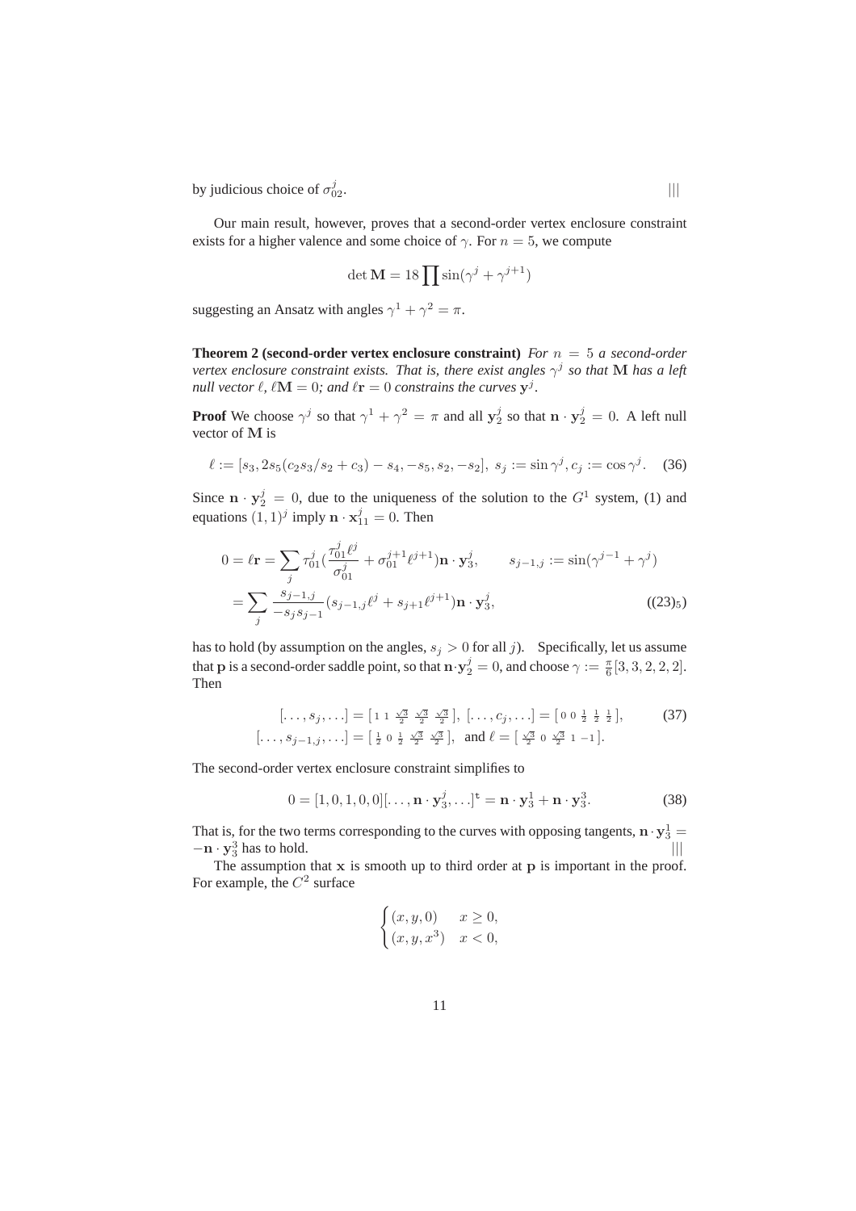by judicious choice of $\sigma_{02}^j$. |||

Our main result, however, proves that a second-order vertex enclosure constraint exists for a higher valence and some choice of $\gamma$. For $n = 5$, we compute

$$\det \mathbf{M} = 18 \prod \sin(\gamma^j + \gamma^{j+1})$$

suggesting an Ansatz with angles $\gamma^1 + \gamma^2 = \pi$.

**Theorem 2 (second-order vertex enclosure constraint)** *For $n = 5$ a second-order vertex enclosure constraint exists. That is, there exist angles $\gamma^j$ so that $\mathbf{M}$ has a left null vector $\ell$, $\ell \mathbf{M} = 0$; and $\ell \mathbf{r} = 0$ constrains the curves $\mathbf{y}^j$.*

**Proof** We choose $\gamma^j$ so that $\gamma^1 + \gamma^2 = \pi$ and all $\mathbf{y}_2^j$ so that $\mathbf{n} \cdot \mathbf{y}_2^j = 0$. A left null vector of $\mathbf{M}$ is

$$\ell := [s_3, 2s_5(c_2 s_3/s_2 + c_3) - s_4, -s_5, s_2, -s_2],\ s_j := \sin \gamma^j, c_j := \cos \gamma^j. \quad (36)$$

Since $\mathbf{n} \cdot \mathbf{y}_2^j = 0$, due to the uniqueness of the solution to the $G^1$ system, (1) and equations $(1,1)^j$ imply $\mathbf{n} \cdot \mathbf{x}_{11}^j = 0$. Then

$$\begin{aligned} 0 = \ell \mathbf{r} &= \sum_j \tau_{01}^j \Big(\frac{\tau_{01}^j \ell^j}{\sigma_{01}^j} + \sigma_{01}^{j+1} \ell^{j+1}\Big) \mathbf{n} \cdot \mathbf{y}_3^j, \qquad s_{j-1,j} := \sin(\gamma^{j-1} + \gamma^j) \\ &= \sum_j \frac{s_{j-1,j}}{-s_j s_{j-1}} (s_{j-1,j} \ell^j + s_{j+1} \ell^{j+1}) \mathbf{n} \cdot \mathbf{y}_3^j, \end{aligned} \quad ((23)_5)$$

has to hold (by assumption on the angles, $s_j > 0$ for all $j$). Specifically, let us assume that $\mathbf{p}$ is a second-order saddle point, so that $\mathbf{n} \cdot \mathbf{y}_2^j = 0$, and choose $\gamma := \frac{\pi}{6}[3, 3, 2, 2, 2]$. Then

$$\begin{aligned} [\ldots, s_j, \ldots] &= [\,1\ 1\ \tfrac{\sqrt{3}}{2}\ \tfrac{\sqrt{3}}{2}\ \tfrac{\sqrt{3}}{2}\,],\ [\ldots, c_j, \ldots] = [\,0\ 0\ \tfrac{1}{2}\ \tfrac{1}{2}\ \tfrac{1}{2}\,], \\ [\ldots, s_{j-1,j}, \ldots] &= [\,\tfrac{1}{2}\ 0\ \tfrac{1}{2}\ \tfrac{\sqrt{3}}{2}\ \tfrac{\sqrt{3}}{2}\,],\ \text{ and } \ell = [\,\tfrac{\sqrt{3}}{2}\ 0\ \tfrac{\sqrt{3}}{2}\ 1\ -1\,]. \end{aligned} \quad (37)$$

The second-order vertex enclosure constraint simplifies to

$$0 = [1, 0, 1, 0, 0][\ldots, \mathbf{n} \cdot \mathbf{y}_3^j, \ldots]^{\mathrm{t}} = \mathbf{n} \cdot \mathbf{y}_3^1 + \mathbf{n} \cdot \mathbf{y}_3^3. \quad (38)$$

That is, for the two terms corresponding to the curves with opposing tangents, $\mathbf{n} \cdot \mathbf{y}_3^1 = -\mathbf{n} \cdot \mathbf{y}_3^3$ has to hold. |||

The assumption that $\mathbf{x}$ is smooth up to third order at $\mathbf{p}$ is important in the proof. For example, the $C^2$ surface

$$\begin{cases} (x, y, 0) & x \geq 0, \\ (x, y, x^3) & x < 0, \end{cases}$$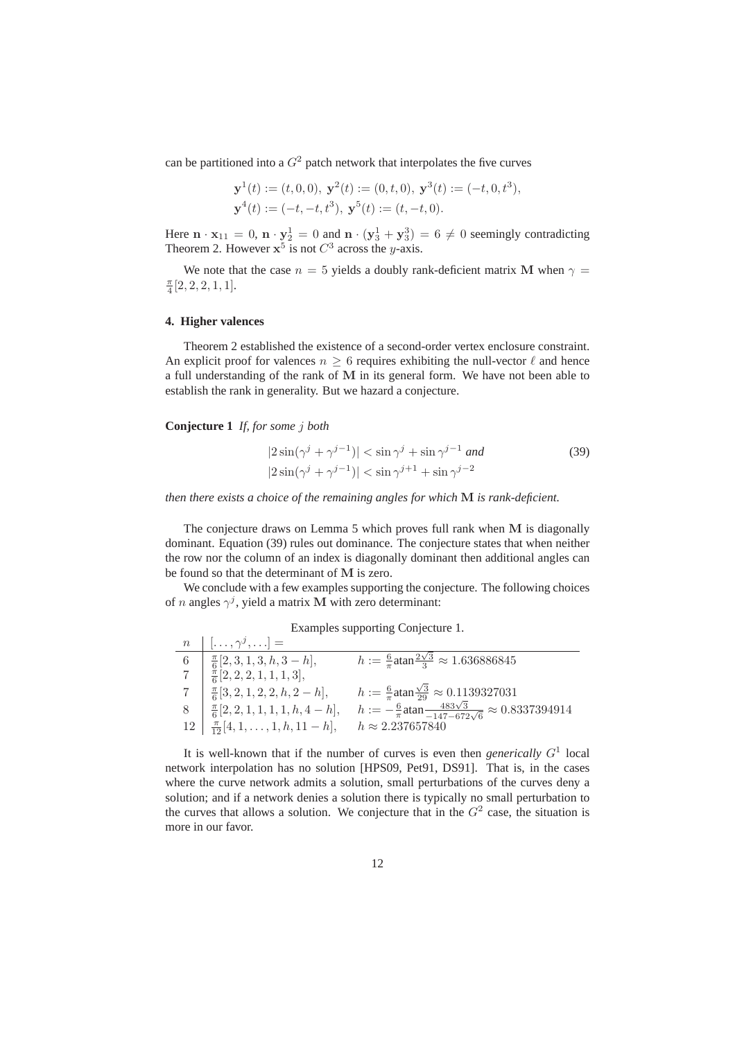can be partitioned into a $G^2$ patch network that interpolates the five curves

$$\mathbf{y}^1(t) := (t, 0, 0),\ \mathbf{y}^2(t) := (0, t, 0),\ \mathbf{y}^3(t) := (-t, 0, t^3),$$
$$\mathbf{y}^4(t) := (-t, -t, t^3),\ \mathbf{y}^5(t) := (t, -t, 0).$$

Here $\mathbf{n} \cdot \mathbf{x}_{11} = 0$, $\mathbf{n} \cdot \mathbf{y}_2^1 = 0$ and $\mathbf{n} \cdot (\mathbf{y}_3^1 + \mathbf{y}_3^3) = 6 \neq 0$ seemingly contradicting Theorem 2. However $\mathbf{x}^5$ is not $C^3$ across the $y$-axis.

We note that the case $n = 5$ yields a doubly rank-deficient matrix $\mathbf{M}$ when $\gamma = \frac{\pi}{4}[2, 2, 2, 1, 1]$.

## 4. Higher valences

Theorem 2 established the existence of a second-order vertex enclosure constraint. An explicit proof for valences $n \geq 6$ requires exhibiting the null-vector $\ell$ and hence a full understanding of the rank of $\mathbf{M}$ in its general form. We have not been able to establish the rank in generality. But we hazard a conjecture.

**Conjecture 1** *If, for some $j$ both*

$$|2\sin(\gamma^j + \gamma^{j-1})| < \sin\gamma^j + \sin\gamma^{j-1} \textit{ and} \qquad (39)$$
$$|2\sin(\gamma^j + \gamma^{j-1})| < \sin\gamma^{j+1} + \sin\gamma^{j-2}$$

*then there exists a choice of the remaining angles for which $\mathbf{M}$ is rank-deficient.*

The conjecture draws on Lemma 5 which proves full rank when $\mathbf{M}$ is diagonally dominant. Equation (39) rules out dominance. The conjecture states that when neither the row nor the column of an index is diagonally dominant then additional angles can be found so that the determinant of $\mathbf{M}$ is zero.

We conclude with a few examples supporting the conjecture. The following choices of $n$ angles $\gamma^j$, yield a matrix $\mathbf{M}$ with zero determinant:

Examples supporting Conjecture 1.

| $n$ | $[\ldots, \gamma^j, \ldots] =$ | |
|---|---|---|
| 6 | $\frac{\pi}{6}[2, 3, 1, 3, h, 3 - h]$, | $h := \frac{6}{\pi}\text{atan}\frac{2\sqrt{3}}{3} \approx 1.636886845$ |
| 7 | $\frac{\pi}{6}[2, 2, 2, 1, 1, 1, 3]$, | |
| 7 | $\frac{\pi}{6}[3, 2, 1, 2, 2, h, 2 - h]$, | $h := \frac{6}{\pi}\text{atan}\frac{\sqrt{3}}{29} \approx 0.1139327031$ |
| 8 | $\frac{\pi}{6}[2, 2, 1, 1, 1, 1, h, 4 - h]$, | $h := -\frac{6}{\pi}\text{atan}\frac{483\sqrt{3}}{-147-672\sqrt{6}} \approx 0.8337394914$ |
| 12 | $\frac{\pi}{12}[4, 1, \ldots, 1, h, 11 - h]$, | $h \approx 2.237657840$ |

It is well-known that if the number of curves is even then *generically* $G^1$ local network interpolation has no solution [HPS09, Pet91, DS91]. That is, in the cases where the curve network admits a solution, small perturbations of the curves deny a solution; and if a network denies a solution there is typically no small perturbation to the curves that allows a solution. We conjecture that in the $G^2$ case, the situation is more in our favor.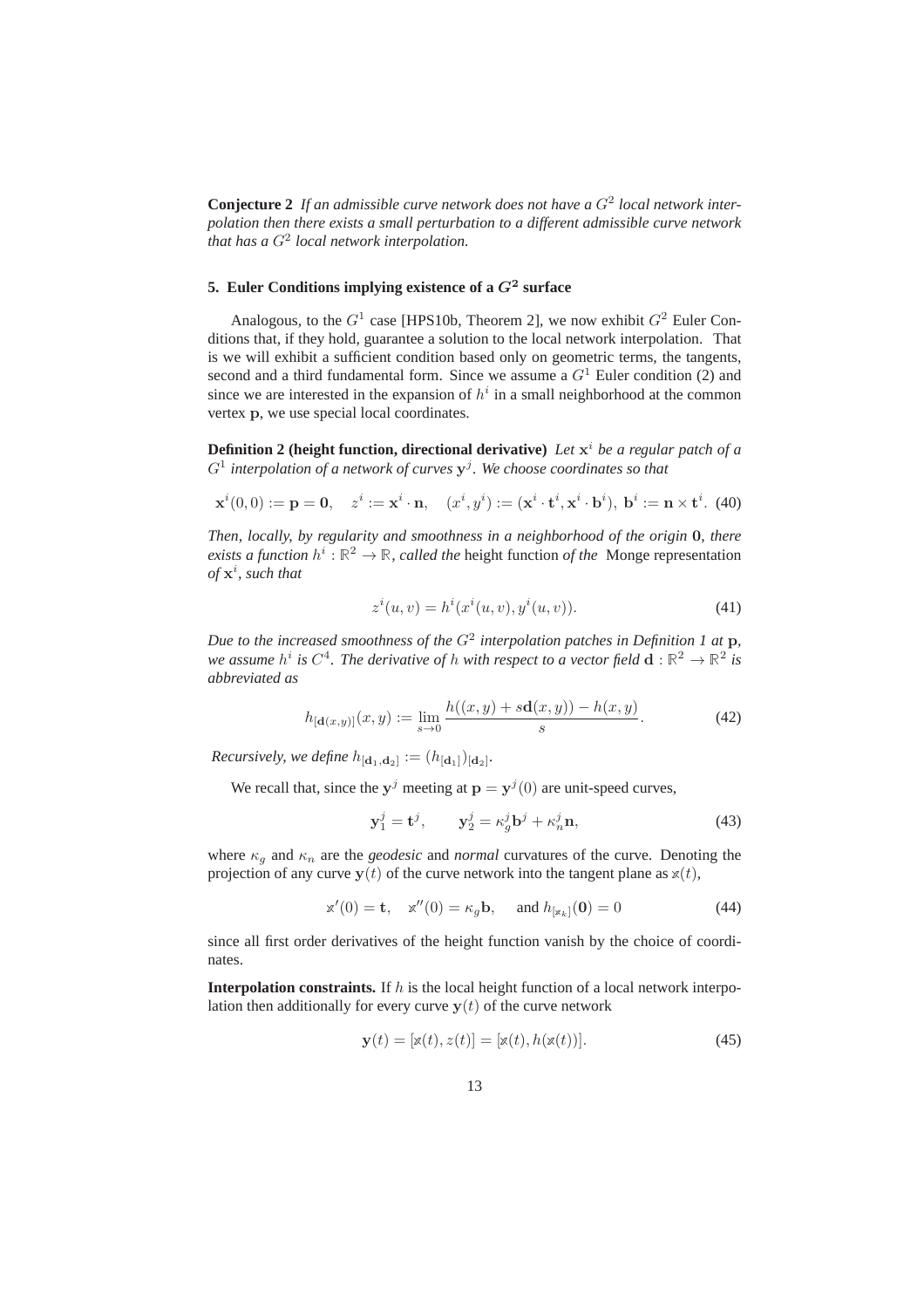**Conjecture 2** *If an admissible curve network does not have a $G^2$ local network interpolation then there exists a small perturbation to a different admissible curve network that has a $G^2$ local network interpolation.*

## 5. Euler Conditions implying existence of a $G^2$ surface

Analogous, to the $G^1$ case [HPS10b, Theorem 2], we now exhibit $G^2$ Euler Conditions that, if they hold, guarantee a solution to the local network interpolation. That is we will exhibit a sufficient condition based only on geometric terms, the tangents, second and a third fundamental form. Since we assume a $G^1$ Euler condition (2) and since we are interested in the expansion of $h^i$ in a small neighborhood at the common vertex $\mathbf{p}$, we use special local coordinates.

**Definition 2 (height function, directional derivative)** *Let $\mathbf{x}^i$ be a regular patch of a $G^1$ interpolation of a network of curves $\mathbf{y}^j$. We choose coordinates so that*

$$\mathbf{x}^i(0,0) := \mathbf{p} = \mathbf{0}, \quad z^i := \mathbf{x}^i \cdot \mathbf{n}, \quad (x^i, y^i) := (\mathbf{x}^i \cdot \mathbf{t}^i, \mathbf{x}^i \cdot \mathbf{b}^i),\ \mathbf{b}^i := \mathbf{n} \times \mathbf{t}^i. \tag{40}$$

*Then, locally, by regularity and smoothness in a neighborhood of the origin $\mathbf{0}$, there exists a function $h^i : \mathbb{R}^2 \to \mathbb{R}$, called the* height function *of the* Monge representation *of $\mathbf{x}^i$, such that*

$$z^i(u,v) = h^i(x^i(u,v), y^i(u,v)). \tag{41}$$

*Due to the increased smoothness of the $G^2$ interpolation patches in Definition 1 at $\mathbf{p}$, we assume $h^i$ is $C^4$. The derivative of $h$ with respect to a vector field $\mathbf{d} : \mathbb{R}^2 \to \mathbb{R}^2$ is abbreviated as*

$$h_{[\mathbf{d}(x,y)]}(x,y) := \lim_{s \to 0} \frac{h((x,y) + s\mathbf{d}(x,y)) - h(x,y)}{s}. \tag{42}$$

*Recursively, we define $h_{[\mathbf{d}_1, \mathbf{d}_2]} := (h_{[\mathbf{d}_1]})_{[\mathbf{d}_2]}$.*

We recall that, since the $\mathbf{y}^j$ meeting at $\mathbf{p} = \mathbf{y}^j(0)$ are unit-speed curves,

$$\mathbf{y}_1^j = \mathbf{t}^j, \qquad \mathbf{y}_2^j = \kappa_g^j \mathbf{b}^j + \kappa_n^j \mathbf{n}, \tag{43}$$

where $\kappa_g$ and $\kappa_n$ are the *geodesic* and *normal* curvatures of the curve. Denoting the projection of any curve $\mathbf{y}(t)$ of the curve network into the tangent plane as $\mathbb{x}(t)$,

$$\mathbb{x}'(0) = \mathbf{t}, \quad \mathbb{x}''(0) = \kappa_g \mathbf{b}, \quad \text{and } h_{[\mathbb{x}_k]}(\mathbf{0}) = 0 \tag{44}$$

since all first order derivatives of the height function vanish by the choice of coordinates.

**Interpolation constraints.** If $h$ is the local height function of a local network interpolation then additionally for every curve $\mathbf{y}(t)$ of the curve network

$$\mathbf{y}(t) = [\mathbb{x}(t), z(t)] = [\mathbb{x}(t), h(\mathbb{x}(t))]. \tag{45}$$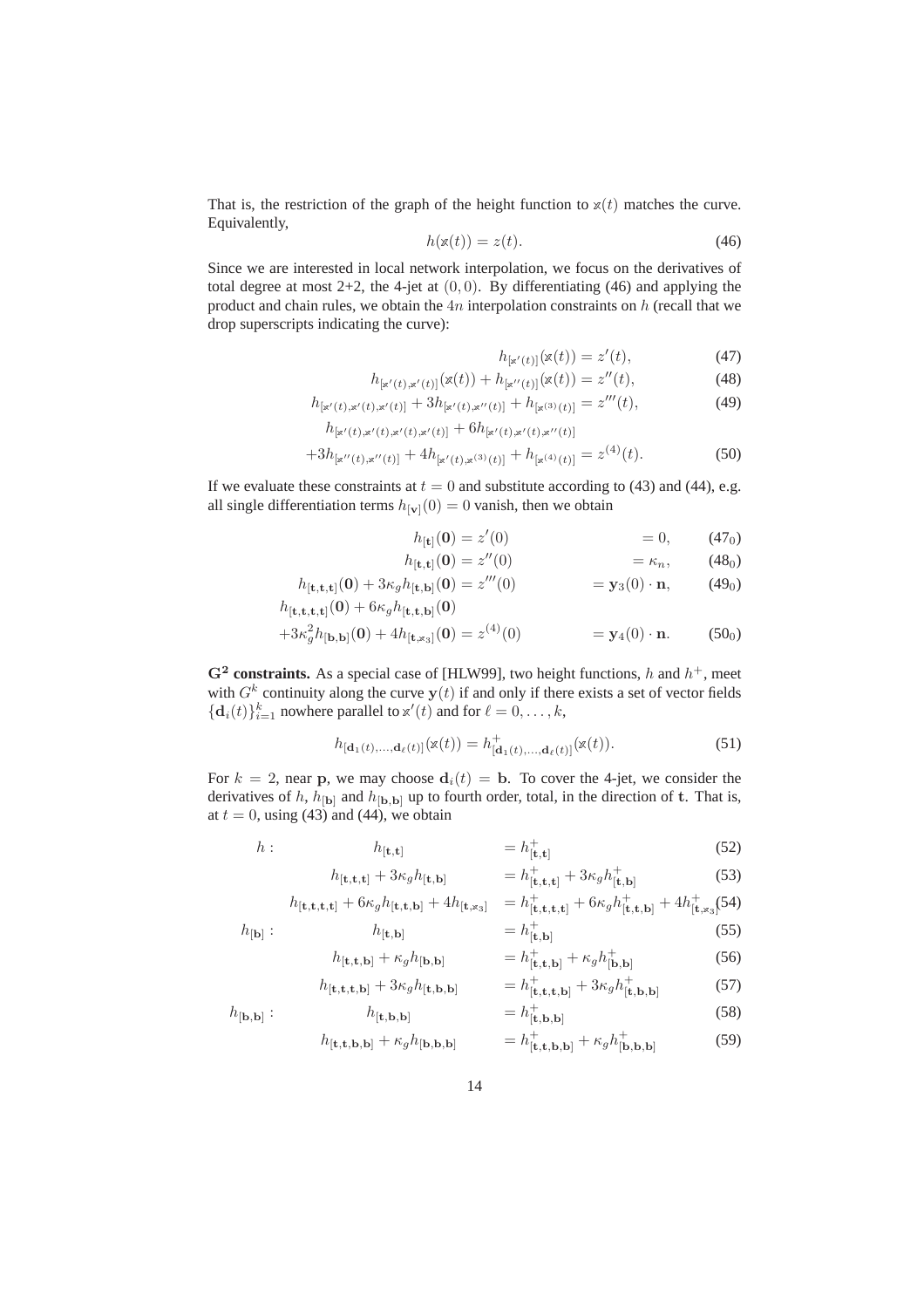That is, the restriction of the graph of the height function to $\varkappa(t)$ matches the curve. Equivalently,

$$h(\varkappa(t)) = z(t). \tag{46}$$

Since we are interested in local network interpolation, we focus on the derivatives of total degree at most 2+2, the 4-jet at $(0,0)$. By differentiating (46) and applying the product and chain rules, we obtain the $4n$ interpolation constraints on $h$ (recall that we drop superscripts indicating the curve):

$$h_{[\varkappa'(t)]}(\varkappa(t)) = z'(t), \tag{47}$$

$$h_{[\varkappa'(t),\varkappa'(t)]}(\varkappa(t)) + h_{[\varkappa''(t)]}(\varkappa(t)) = z''(t), \tag{48}$$

$$h_{[\varkappa'(t),\varkappa'(t),\varkappa'(t)]} + 3h_{[\varkappa'(t),\varkappa''(t)]} + h_{[\varkappa^{(3)}(t)]} = z'''(t), \tag{49}$$

$$\begin{aligned} &h_{[\varkappa'(t),\varkappa'(t),\varkappa'(t),\varkappa'(t)]} + 6h_{[\varkappa'(t),\varkappa'(t),\varkappa''(t)]} \\ &+3h_{[\varkappa''(t),\varkappa''(t)]} + 4h_{[\varkappa'(t),\varkappa^{(3)}(t)]} + h_{[\varkappa^{(4)}(t)]} = z^{(4)}(t). \end{aligned} \tag{50}$$

If we evaluate these constraints at $t = 0$ and substitute according to (43) and (44), e.g. all single differentiation terms $h_{[\mathbf{v}]}(0) = 0$ vanish, then we obtain

$$h_{[\mathbf{t}]}(\mathbf{0}) = z'(0) \qquad = 0, \tag{$47_0$}$$

$$h_{[\mathbf{t},\mathbf{t}]}(\mathbf{0}) = z''(0) \qquad = \kappa_n, \tag{$48_0$}$$

$$h_{[\mathbf{t},\mathbf{t},\mathbf{t}]}(\mathbf{0}) + 3\kappa_g h_{[\mathbf{t},\mathbf{b}]}(\mathbf{0}) = z'''(0) \qquad = \mathbf{y}_3(0)\cdot\mathbf{n}, \tag{$49_0$}$$

$$\begin{aligned} &h_{[\mathbf{t},\mathbf{t},\mathbf{t},\mathbf{t}]}(\mathbf{0}) + 6\kappa_g h_{[\mathbf{t},\mathbf{t},\mathbf{b}]}(\mathbf{0}) \\ &+3\kappa_g^2 h_{[\mathbf{b},\mathbf{b}]}(\mathbf{0}) + 4h_{[\mathbf{t},\varkappa_3]}(\mathbf{0}) = z^{(4)}(0) \qquad = \mathbf{y}_4(0)\cdot\mathbf{n}. \end{aligned} \tag{$50_0$}$$

**$\mathbf{G^2}$ constraints.** As a special case of [HLW99], two height functions, $h$ and $h^+$, meet with $G^k$ continuity along the curve $\mathbf{y}(t)$ if and only if there exists a set of vector fields $\{\mathbf{d}_i(t)\}_{i=1}^k$ nowhere parallel to $\varkappa'(t)$ and for $\ell = 0,\ldots,k$,

$$h_{[\mathbf{d}_1(t),\ldots,\mathbf{d}_\ell(t)]}(\varkappa(t)) = h^+_{[\mathbf{d}_1(t),\ldots,\mathbf{d}_\ell(t)]}(\varkappa(t)). \tag{51}$$

For $k = 2$, near $\mathbf{p}$, we may choose $\mathbf{d}_i(t) = \mathbf{b}$. To cover the 4-jet, we consider the derivatives of $h$, $h_{[\mathbf{b}]}$ and $h_{[\mathbf{b},\mathbf{b}]}$ up to fourth order, total, in the direction of $\mathbf{t}$. That is, at $t = 0$, using (43) and (44), we obtain

$h$ :

$$h_{[\mathbf{t},\mathbf{t}]} = h^+_{[\mathbf{t},\mathbf{t}]} \tag{52}$$

$$h_{[\mathbf{t},\mathbf{t},\mathbf{t}]} + 3\kappa_g h_{[\mathbf{t},\mathbf{b}]} = h^+_{[\mathbf{t},\mathbf{t},\mathbf{t}]} + 3\kappa_g h^+_{[\mathbf{t},\mathbf{b}]} \tag{53}$$

$$h_{[\mathbf{t},\mathbf{t},\mathbf{t},\mathbf{t}]} + 6\kappa_g h_{[\mathbf{t},\mathbf{t},\mathbf{b}]} + 4h_{[\mathbf{t},\varkappa_3]} = h^+_{[\mathbf{t},\mathbf{t},\mathbf{t},\mathbf{t}]} + 6\kappa_g h^+_{[\mathbf{t},\mathbf{t},\mathbf{b}]} + 4h^+_{[\mathbf{t},\varkappa_3]} \tag{54}$$

$h_{[\mathbf{b}]}$ :

$$h_{[\mathbf{t},\mathbf{b}]} = h^+_{[\mathbf{t},\mathbf{b}]} \tag{55}$$

$$h_{[\mathbf{t},\mathbf{t},\mathbf{b}]} + \kappa_g h_{[\mathbf{b},\mathbf{b}]} = h^+_{[\mathbf{t},\mathbf{t},\mathbf{b}]} + \kappa_g h^+_{[\mathbf{b},\mathbf{b}]} \tag{56}$$

$$h_{[\mathbf{t},\mathbf{t},\mathbf{t},\mathbf{b}]} + 3\kappa_g h_{[\mathbf{t},\mathbf{b},\mathbf{b}]} = h^+_{[\mathbf{t},\mathbf{t},\mathbf{t},\mathbf{b}]} + 3\kappa_g h^+_{[\mathbf{t},\mathbf{b},\mathbf{b}]} \tag{57}$$

$h_{[\mathbf{b},\mathbf{b}]}$ :

$$h_{[\mathbf{t},\mathbf{b},\mathbf{b}]} = h^+_{[\mathbf{t},\mathbf{b},\mathbf{b}]} \tag{58}$$

$$h_{[\mathbf{t},\mathbf{t},\mathbf{b},\mathbf{b}]} + \kappa_g h_{[\mathbf{b},\mathbf{b},\mathbf{b}]} = h^+_{[\mathbf{t},\mathbf{t},\mathbf{b},\mathbf{b}]} + \kappa_g h^+_{[\mathbf{b},\mathbf{b},\mathbf{b}]} \tag{59}$$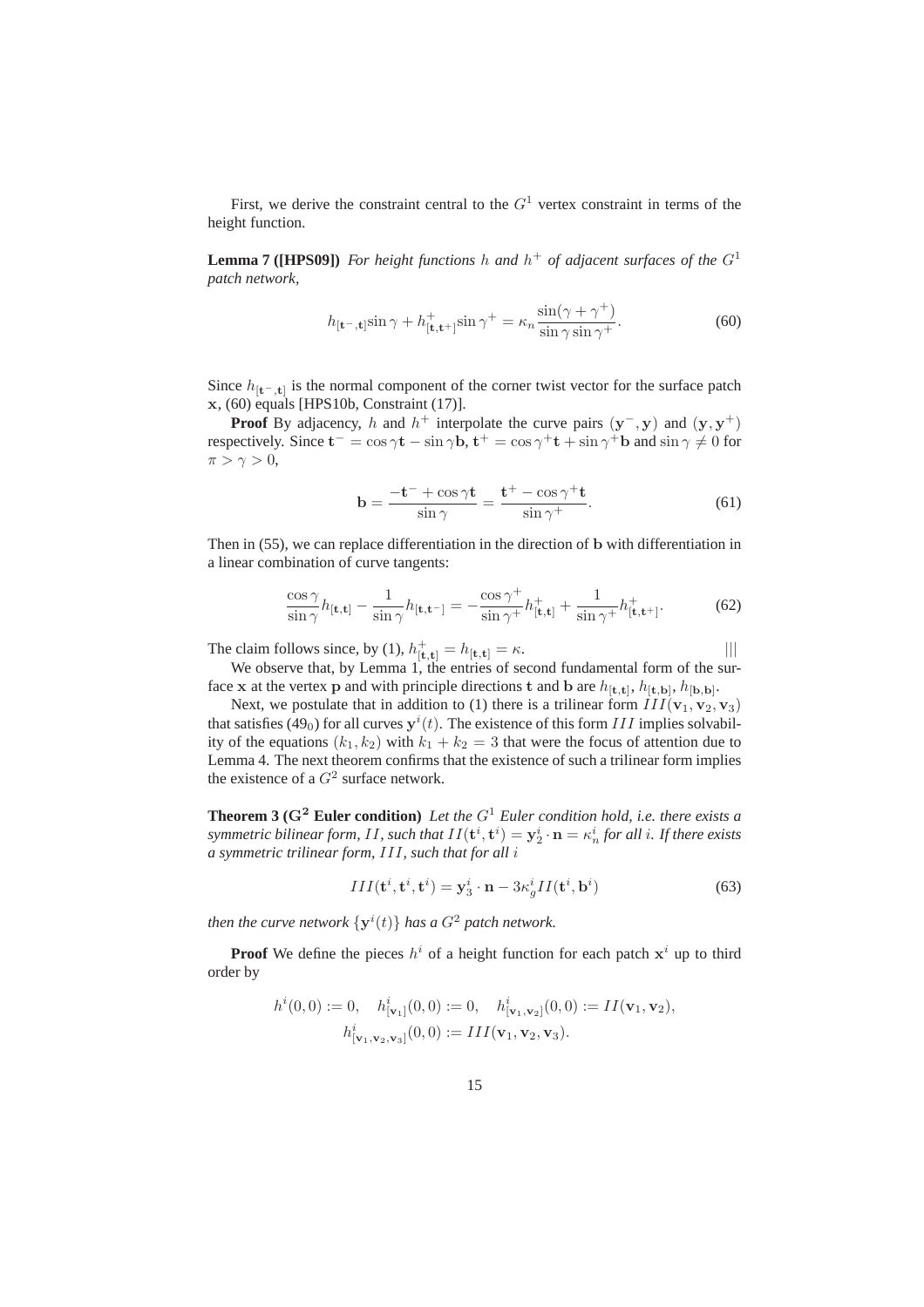First, we derive the constraint central to the $G^1$ vertex constraint in terms of the height function.

**Lemma 7 ([HPS09])** *For height functions $h$ and $h^+$ of adjacent surfaces of the $G^1$ patch network,*

$$h_{[\mathbf{t}^-,\mathbf{t}]}\sin\gamma + h^+_{[\mathbf{t},\mathbf{t}^+]}\sin\gamma^+ = \kappa_n \frac{\sin(\gamma+\gamma^+)}{\sin\gamma\sin\gamma^+}. \tag{60}$$

Since $h_{[\mathbf{t}^-,\mathbf{t}]}$ is the normal component of the corner twist vector for the surface patch $\mathbf{x}$, (60) equals [HPS10b, Constraint (17)].

**Proof** By adjacency, $h$ and $h^+$ interpolate the curve pairs $(\mathbf{y}^-,\mathbf{y})$ and $(\mathbf{y},\mathbf{y}^+)$ respectively. Since $\mathbf{t}^- = \cos\gamma\mathbf{t} - \sin\gamma\mathbf{b}$, $\mathbf{t}^+ = \cos\gamma^+\mathbf{t} + \sin\gamma^+\mathbf{b}$ and $\sin\gamma \neq 0$ for $\pi > \gamma > 0$,

$$\mathbf{b} = \frac{-\mathbf{t}^- + \cos\gamma\mathbf{t}}{\sin\gamma} = \frac{\mathbf{t}^+ - \cos\gamma^+\mathbf{t}}{\sin\gamma^+}. \tag{61}$$

Then in (55), we can replace differentiation in the direction of $\mathbf{b}$ with differentiation in a linear combination of curve tangents:

$$\frac{\cos\gamma}{\sin\gamma}h_{[\mathbf{t},\mathbf{t}]} - \frac{1}{\sin\gamma}h_{[\mathbf{t},\mathbf{t}^-]} = -\frac{\cos\gamma^+}{\sin\gamma^+}h^+_{[\mathbf{t},\mathbf{t}]} + \frac{1}{\sin\gamma^+}h^+_{[\mathbf{t},\mathbf{t}^+]}. \tag{62}$$

The claim follows since, by (1), $h^+_{[\mathbf{t},\mathbf{t}]} = h_{[\mathbf{t},\mathbf{t}]} = \kappa$. |||

We observe that, by Lemma 1, the entries of second fundamental form of the surface $\mathbf{x}$ at the vertex $\mathbf{p}$ and with principle directions $\mathbf{t}$ and $\mathbf{b}$ are $h_{[\mathbf{t},\mathbf{t}]}$, $h_{[\mathbf{t},\mathbf{b}]}$, $h_{[\mathbf{b},\mathbf{b}]}$.

Next, we postulate that in addition to (1) there is a trilinear form $III(\mathbf{v}_1,\mathbf{v}_2,\mathbf{v}_3)$ that satisfies ($49_0$) for all curves $\mathbf{y}^i(t)$. The existence of this form $III$ implies solvability of the equations $(k_1,k_2)$ with $k_1+k_2=3$ that were the focus of attention due to Lemma 4. The next theorem confirms that the existence of such a trilinear form implies the existence of a $G^2$ surface network.

**Theorem 3 ($\mathbf{G^2}$ Euler condition)** *Let the $G^1$ Euler condition hold, i.e. there exists a symmetric bilinear form, $II$, such that $II(\mathbf{t}^i,\mathbf{t}^i) = \mathbf{y}^i_2\cdot\mathbf{n} = \kappa^i_n$ for all $i$. If there exists a symmetric trilinear form, $III$, such that for all $i$*

$$III(\mathbf{t}^i,\mathbf{t}^i,\mathbf{t}^i) = \mathbf{y}^i_3\cdot\mathbf{n} - 3\kappa^i_g II(\mathbf{t}^i,\mathbf{b}^i) \tag{63}$$

*then the curve network $\{\mathbf{y}^i(t)\}$ has a $G^2$ patch network.*

**Proof** We define the pieces $h^i$ of a height function for each patch $\mathbf{x}^i$ up to third order by

$$h^i(0,0) := 0,\quad h^i_{[\mathbf{v}_1]}(0,0) := 0,\quad h^i_{[\mathbf{v}_1,\mathbf{v}_2]}(0,0) := II(\mathbf{v}_1,\mathbf{v}_2),$$
$$h^i_{[\mathbf{v}_1,\mathbf{v}_2,\mathbf{v}_3]}(0,0) := III(\mathbf{v}_1,\mathbf{v}_2,\mathbf{v}_3).$$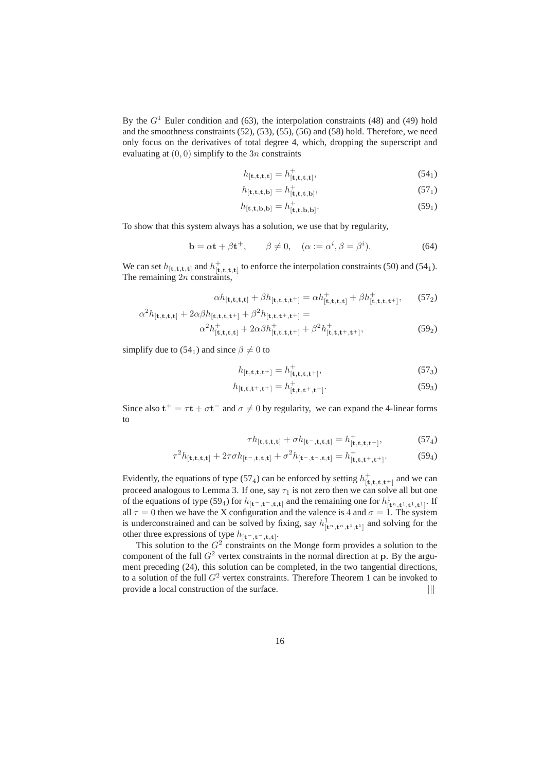By the $G^1$ Euler condition and (63), the interpolation constraints (48) and (49) hold and the smoothness constraints (52), (53), (55), (56) and (58) hold. Therefore, we need only focus on the derivatives of total degree 4, which, dropping the superscript and evaluating at $(0,0)$ simplify to the $3n$ constraints

$$h_{[\mathbf{t},\mathbf{t},\mathbf{t},\mathbf{t}]} = h^+_{[\mathbf{t},\mathbf{t},\mathbf{t},\mathbf{t}]}, \tag{$54_1$}$$

$$h_{[\mathbf{t},\mathbf{t},\mathbf{t},\mathbf{b}]} = h^+_{[\mathbf{t},\mathbf{t},\mathbf{t},\mathbf{b}]}, \tag{$57_1$}$$

$$h_{[\mathbf{t},\mathbf{t},\mathbf{b},\mathbf{b}]} = h^+_{[\mathbf{t},\mathbf{t},\mathbf{b},\mathbf{b}]}. \tag{$59_1$}$$

To show that this system always has a solution, we use that by regularity,

$$\mathbf{b} = \alpha\mathbf{t} + \beta\mathbf{t}^+, \qquad \beta \neq 0, \quad (\alpha := \alpha^i, \beta = \beta^i). \tag{64}$$

We can set $h_{[\mathbf{t},\mathbf{t},\mathbf{t},\mathbf{t}]}$ and $h^+_{[\mathbf{t},\mathbf{t},\mathbf{t},\mathbf{t}]}$ to enforce the interpolation constraints (50) and ($54_1$). The remaining $2n$ constraints,

$$\alpha h_{[\mathbf{t},\mathbf{t},\mathbf{t},\mathbf{t}]} + \beta h_{[\mathbf{t},\mathbf{t},\mathbf{t},\mathbf{t}^+]} = \alpha h^+_{[\mathbf{t},\mathbf{t},\mathbf{t},\mathbf{t}]} + \beta h^+_{[\mathbf{t},\mathbf{t},\mathbf{t},\mathbf{t}^+]}, \tag{$57_2$}$$

$$\begin{aligned}\alpha^2 h_{[\mathbf{t},\mathbf{t},\mathbf{t},\mathbf{t}]} + 2\alpha\beta h_{[\mathbf{t},\mathbf{t},\mathbf{t},\mathbf{t}^+]} + \beta^2 h_{[\mathbf{t},\mathbf{t},\mathbf{t}^+,\mathbf{t}^+]} &= \\ \alpha^2 h^+_{[\mathbf{t},\mathbf{t},\mathbf{t},\mathbf{t}]} + 2\alpha\beta h^+_{[\mathbf{t},\mathbf{t},\mathbf{t},\mathbf{t}^+]} &+ \beta^2 h^+_{[\mathbf{t},\mathbf{t},\mathbf{t}^+,\mathbf{t}^+]},\end{aligned} \tag{$59_2$}$$

simplify due to ($54_1$) and since $\beta \neq 0$ to

$$h_{[\mathbf{t},\mathbf{t},\mathbf{t},\mathbf{t}^+]} = h^+_{[\mathbf{t},\mathbf{t},\mathbf{t},\mathbf{t}^+]}, \tag{$57_3$}$$

$$h_{[\mathbf{t},\mathbf{t},\mathbf{t}^+,\mathbf{t}^+]} = h^+_{[\mathbf{t},\mathbf{t},\mathbf{t}^+,\mathbf{t}^+]}. \tag{$59_3$}$$

Since also $\mathbf{t}^+ = \tau\mathbf{t} + \sigma\mathbf{t}^-$ and $\sigma \neq 0$ by regularity, we can expand the 4-linear forms to

$$\tau h_{[\mathbf{t},\mathbf{t},\mathbf{t},\mathbf{t}]} + \sigma h_{[\mathbf{t}^-,\mathbf{t},\mathbf{t},\mathbf{t}]} = h^+_{[\mathbf{t},\mathbf{t},\mathbf{t},\mathbf{t}^+]}, \tag{$57_4$}$$

$$\tau^2 h_{[\mathbf{t},\mathbf{t},\mathbf{t},\mathbf{t}]} + 2\tau\sigma h_{[\mathbf{t}^-,\mathbf{t},\mathbf{t},\mathbf{t}]} + \sigma^2 h_{[\mathbf{t}^-,\mathbf{t}^-,\mathbf{t},\mathbf{t}]} = h^+_{[\mathbf{t},\mathbf{t},\mathbf{t}^+,\mathbf{t}^+]}. \tag{$59_4$}$$

Evidently, the equations of type ($57_4$) can be enforced by setting $h^+_{[\mathbf{t},\mathbf{t},\mathbf{t},\mathbf{t}^+]}$ and we can proceed analogous to Lemma 3. If one, say $\tau_1$ is not zero then we can solve all but one of the equations of type ($59_4$) for $h_{[\mathbf{t}^-,\mathbf{t}^-,\mathbf{t},\mathbf{t}]}$ and the remaining one for $h^1_{[\mathbf{t}^n,\mathbf{t}^1,\mathbf{t}^1,\mathbf{t}^1]}$. If all $\tau = 0$ then we have the X configuration and the valence is 4 and $\sigma = 1$. The system is underconstrained and can be solved by fixing, say $h^1_{[\mathbf{t}^n,\mathbf{t}^n,\mathbf{t}^1,\mathbf{t}^1]}$ and solving for the other three expressions of type $h_{[\mathbf{t}^-,\mathbf{t}^-,\mathbf{t},\mathbf{t}]}$.

This solution to the $G^2$ constraints on the Monge form provides a solution to the component of the full $G^2$ vertex constraints in the normal direction at $\mathbf{p}$. By the argument preceding (24), this solution can be completed, in the two tangential directions, to a solution of the full $G^2$ vertex constraints. Therefore Theorem 1 can be invoked to provide a local construction of the surface. |||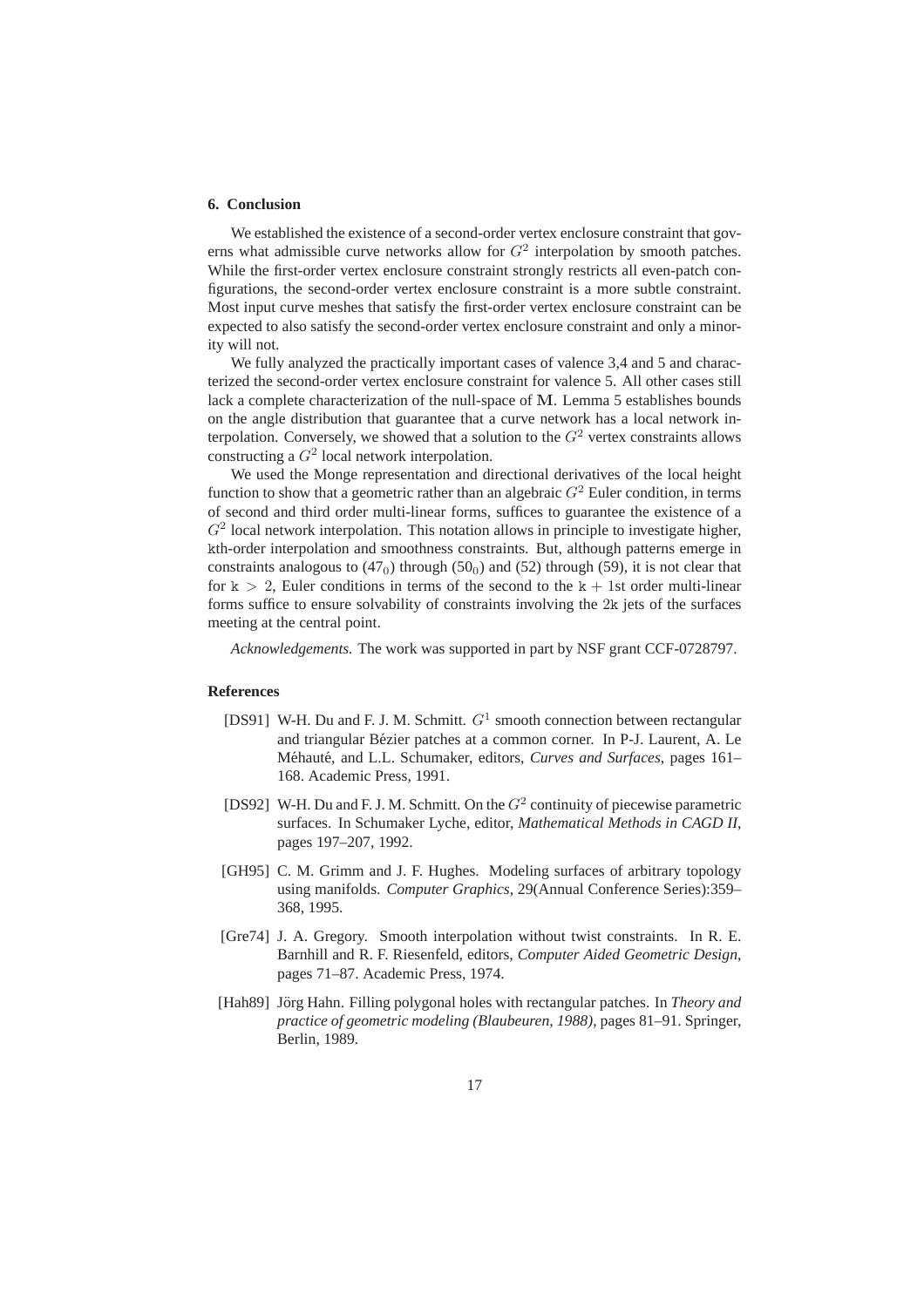### 6. Conclusion

We established the existence of a second-order vertex enclosure constraint that governs what admissible curve networks allow for $G^2$ interpolation by smooth patches. While the first-order vertex enclosure constraint strongly restricts all even-patch configurations, the second-order vertex enclosure constraint is a more subtle constraint. Most input curve meshes that satisfy the first-order vertex enclosure constraint can be expected to also satisfy the second-order vertex enclosure constraint and only a minority will not.

We fully analyzed the practically important cases of valence 3,4 and 5 and characterized the second-order vertex enclosure constraint for valence 5. All other cases still lack a complete characterization of the null-space of $\mathbf{M}$. Lemma 5 establishes bounds on the angle distribution that guarantee that a curve network has a local network interpolation. Conversely, we showed that a solution to the $G^2$ vertex constraints allows constructing a $G^2$ local network interpolation.

We used the Monge representation and directional derivatives of the local height function to show that a geometric rather than an algebraic $G^2$ Euler condition, in terms of second and third order multi-linear forms, suffices to guarantee the existence of a $G^2$ local network interpolation. This notation allows in principle to investigate higher, $\mathtt{k}$th-order interpolation and smoothness constraints. But, although patterns emerge in constraints analogous to $(47_0)$ through $(50_0)$ and (52) through (59), it is not clear that for $\mathtt{k} > 2$, Euler conditions in terms of the second to the $\mathtt{k} + 1$st order multi-linear forms suffice to ensure solvability of constraints involving the $2\mathtt{k}$ jets of the surfaces meeting at the central point.

*Acknowledgements.* The work was supported in part by NSF grant CCF-0728797.

### References

[DS91] W-H. Du and F. J. M. Schmitt. $G^1$ smooth connection between rectangular and triangular Bézier patches at a common corner. In P-J. Laurent, A. Le Méhauté, and L.L. Schumaker, editors, *Curves and Surfaces*, pages 161–168. Academic Press, 1991.

[DS92] W-H. Du and F. J. M. Schmitt. On the $G^2$ continuity of piecewise parametric surfaces. In Schumaker Lyche, editor, *Mathematical Methods in CAGD II*, pages 197–207, 1992.

[GH95] C. M. Grimm and J. F. Hughes. Modeling surfaces of arbitrary topology using manifolds. *Computer Graphics*, 29(Annual Conference Series):359–368, 1995.

[Gre74] J. A. Gregory. Smooth interpolation without twist constraints. In R. E. Barnhill and R. F. Riesenfeld, editors, *Computer Aided Geometric Design*, pages 71–87. Academic Press, 1974.

[Hah89] Jörg Hahn. Filling polygonal holes with rectangular patches. In *Theory and practice of geometric modeling (Blaubeuren, 1988)*, pages 81–91. Springer, Berlin, 1989.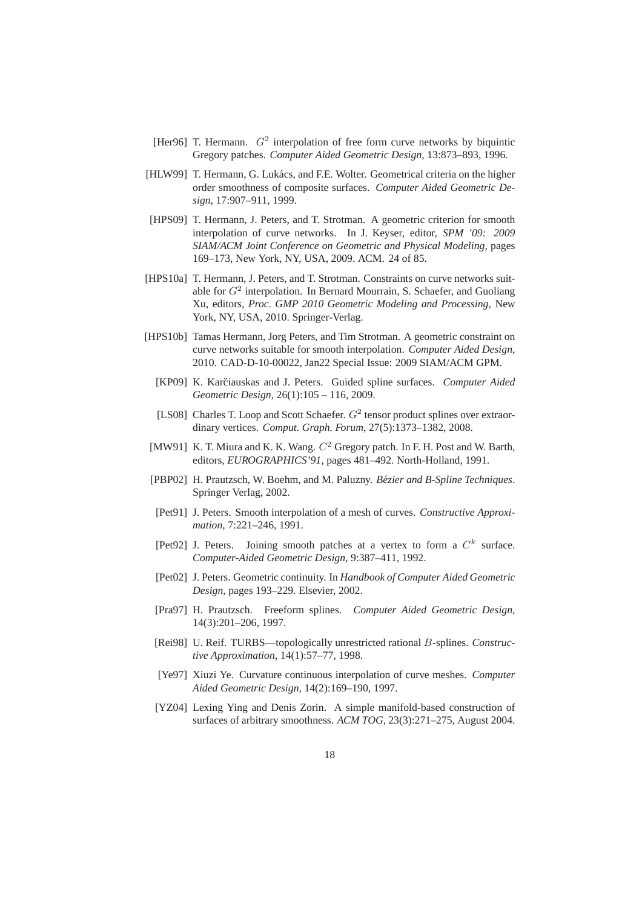[Her96] T. Hermann. $G^2$ interpolation of free form curve networks by biquintic Gregory patches. *Computer Aided Geometric Design*, 13:873–893, 1996.

[HLW99] T. Hermann, G. Lukács, and F.E. Wolter. Geometrical criteria on the higher order smoothness of composite surfaces. *Computer Aided Geometric Design*, 17:907–911, 1999.

[HPS09] T. Hermann, J. Peters, and T. Strotman. A geometric criterion for smooth interpolation of curve networks. In J. Keyser, editor, *SPM '09: 2009 SIAM/ACM Joint Conference on Geometric and Physical Modeling*, pages 169–173, New York, NY, USA, 2009. ACM. 24 of 85.

[HPS10a] T. Hermann, J. Peters, and T. Strotman. Constraints on curve networks suitable for $G^2$ interpolation. In Bernard Mourrain, S. Schaefer, and Guoliang Xu, editors, *Proc. GMP 2010 Geometric Modeling and Processing*, New York, NY, USA, 2010. Springer-Verlag.

[HPS10b] Tamas Hermann, Jorg Peters, and Tim Strotman. A geometric constraint on curve networks suitable for smooth interpolation. *Computer Aided Design*, 2010. CAD-D-10-00022, Jan22 Special Issue: 2009 SIAM/ACM GPM.

[KP09] K. Karčiauskas and J. Peters. Guided spline surfaces. *Computer Aided Geometric Design*, 26(1):105 – 116, 2009.

[LS08] Charles T. Loop and Scott Schaefer. $G^2$ tensor product splines over extraordinary vertices. *Comput. Graph. Forum*, 27(5):1373–1382, 2008.

[MW91] K. T. Miura and K. K. Wang. $C^2$ Gregory patch. In F. H. Post and W. Barth, editors, *EUROGRAPHICS'91*, pages 481–492. North-Holland, 1991.

[PBP02] H. Prautzsch, W. Boehm, and M. Paluzny. *Bézier and B-Spline Techniques*. Springer Verlag, 2002.

[Pet91] J. Peters. Smooth interpolation of a mesh of curves. *Constructive Approximation*, 7:221–246, 1991.

[Pet92] J. Peters. Joining smooth patches at a vertex to form a $C^k$ surface. *Computer-Aided Geometric Design*, 9:387–411, 1992.

[Pet02] J. Peters. Geometric continuity. In *Handbook of Computer Aided Geometric Design*, pages 193–229. Elsevier, 2002.

[Pra97] H. Prautzsch. Freeform splines. *Computer Aided Geometric Design*, 14(3):201–206, 1997.

[Rei98] U. Reif. TURBS—topologically unrestricted rational $B$-splines. *Constructive Approximation*, 14(1):57–77, 1998.

[Ye97] Xiuzi Ye. Curvature continuous interpolation of curve meshes. *Computer Aided Geometric Design*, 14(2):169–190, 1997.

[YZ04] Lexing Ying and Denis Zorin. A simple manifold-based construction of surfaces of arbitrary smoothness. *ACM TOG*, 23(3):271–275, August 2004.